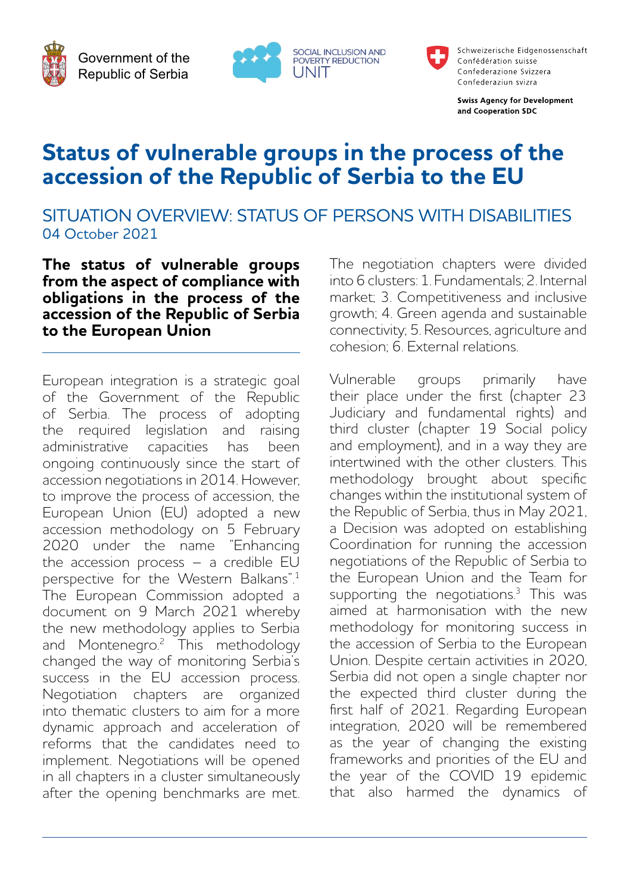Government of the Republic of Serbia

SOCIAL INCLUSION AND POVERTY REDUCTION UNIT

Schweizerische Eidgenossenschaft
Confédération suisse
Confederazione Svizzera
Confederaziun svizra

**Swiss Agency for Development and Cooperation SDC**

# Status of vulnerable groups in the process of the accession of the Republic of Serbia to the EU

## SITUATION OVERVIEW: STATUS OF PERSONS WITH DISABILITIES

04 October 2021

**The status of vulnerable groups from the aspect of compliance with obligations in the process of the accession of the Republic of Serbia to the European Union**

European integration is a strategic goal of the Government of the Republic of Serbia. The process of adopting the required legislation and raising administrative capacities has been ongoing continuously since the start of accession negotiations in 2014. However, to improve the process of accession, the European Union (EU) adopted a new accession methodology on 5 February 2020 under the name "Enhancing the accession process – a credible EU perspective for the Western Balkans".[1] The European Commission adopted a document on 9 March 2021 whereby the new methodology applies to Serbia and Montenegro.[2] This methodology changed the way of monitoring Serbia's success in the EU accession process. Negotiation chapters are organized into thematic clusters to aim for a more dynamic approach and acceleration of reforms that the candidates need to implement. Negotiations will be opened in all chapters in a cluster simultaneously after the opening benchmarks are met. The negotiation chapters were divided into 6 clusters: 1. Fundamentals; 2. Internal market; 3. Competitiveness and inclusive growth; 4. Green agenda and sustainable connectivity; 5. Resources, agriculture and cohesion; 6. External relations.

Vulnerable groups primarily have their place under the first (chapter 23 Judiciary and fundamental rights) and third cluster (chapter 19 Social policy and employment), and in a way they are intertwined with the other clusters. This methodology brought about specific changes within the institutional system of the Republic of Serbia, thus in May 2021, a Decision was adopted on establishing Coordination for running the accession negotiations of the Republic of Serbia to the European Union and the Team for supporting the negotiations.[3] This was aimed at harmonisation with the new methodology for monitoring success in the accession of Serbia to the European Union. Despite certain activities in 2020, Serbia did not open a single chapter nor the expected third cluster during the first half of 2021. Regarding European integration, 2020 will be remembered as the year of changing the existing frameworks and priorities of the EU and the year of the COVID 19 epidemic that also harmed the dynamics of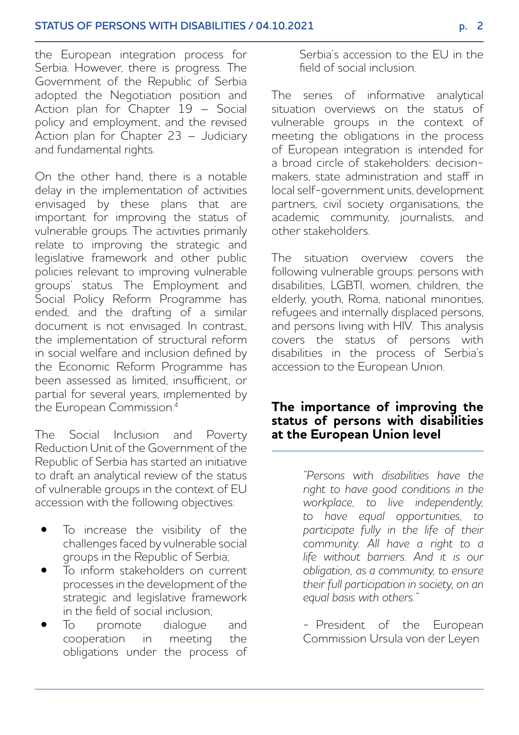the European integration process for Serbia. However, there is progress. The Government of the Republic of Serbia adopted the Negotiation position and Action plan for Chapter 19 – Social policy and employment, and the revised Action plan for Chapter 23 – Judiciary and fundamental rights.

On the other hand, there is a notable delay in the implementation of activities envisaged by these plans that are important for improving the status of vulnerable groups. The activities primarily relate to improving the strategic and legislative framework and other public policies relevant to improving vulnerable groups' status. The Employment and Social Policy Reform Programme has ended, and the drafting of a similar document is not envisaged. In contrast, the implementation of structural reform in social welfare and inclusion defined by the Economic Reform Programme has been assessed as limited, insufficient, or partial for several years, implemented by the European Commission.[4]

The Social Inclusion and Poverty Reduction Unit of the Government of the Republic of Serbia has started an initiative to draft an analytical review of the status of vulnerable groups in the context of EU accession with the following objectives:

- To increase the visibility of the challenges faced by vulnerable social groups in the Republic of Serbia;
- To inform stakeholders on current processes in the development of the strategic and legislative framework in the field of social inclusion;
- To promote dialogue and cooperation in meeting the obligations under the process of Serbia's accession to the EU in the field of social inclusion.

The series of informative analytical situation overviews on the status of vulnerable groups in the context of meeting the obligations in the process of European integration is intended for a broad circle of stakeholders: decision-makers, state administration and staff in local self-government units, development partners, civil society organisations, the academic community, journalists, and other stakeholders.

The situation overview covers the following vulnerable groups: persons with disabilities, LGBTI, women, children, the elderly, youth, Roma, national minorities, refugees and internally displaced persons, and persons living with HIV. This analysis covers the status of persons with disabilities in the process of Serbia's accession to the European Union.

## The importance of improving the status of persons with disabilities at the European Union level

> *"Persons with disabilities have the right to have good conditions in the workplace, to live independently, to have equal opportunities, to participate fully in the life of their community. All have a right to a life without barriers. And it is our obligation, as a community, to ensure their full participation in society, on an equal basis with others."*
>
> - President of the European Commission Ursula von der Leyen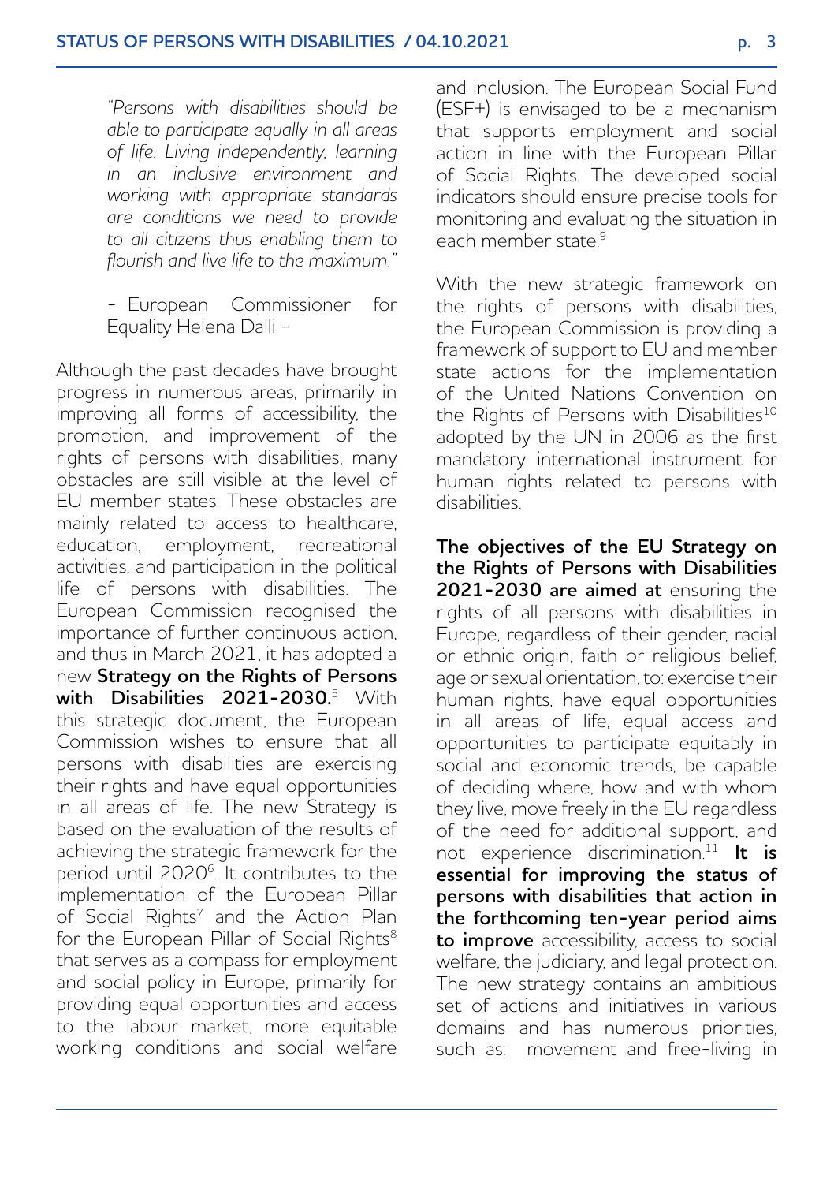*"Persons with disabilities should be able to participate equally in all areas of life. Living independently, learning in an inclusive environment and working with appropriate standards are conditions we need to provide to all citizens thus enabling them to flourish and live life to the maximum."*

- European Commissioner for Equality Helena Dalli -

Although the past decades have brought progress in numerous areas, primarily in improving all forms of accessibility, the promotion, and improvement of the rights of persons with disabilities, many obstacles are still visible at the level of EU member states. These obstacles are mainly related to access to healthcare, education, employment, recreational activities, and participation in the political life of persons with disabilities. The European Commission recognised the importance of further continuous action, and thus in March 2021, it has adopted a new **Strategy on the Rights of Persons with Disabilities 2021-2030.**[5] With this strategic document, the European Commission wishes to ensure that all persons with disabilities are exercising their rights and have equal opportunities in all areas of life. The new Strategy is based on the evaluation of the results of achieving the strategic framework for the period until 2020[6]. It contributes to the implementation of the European Pillar of Social Rights[7] and the Action Plan for the European Pillar of Social Rights[8] that serves as a compass for employment and social policy in Europe, primarily for providing equal opportunities and access to the labour market, more equitable working conditions and social welfare and inclusion. The European Social Fund (ESF+) is envisaged to be a mechanism that supports employment and social action in line with the European Pillar of Social Rights. The developed social indicators should ensure precise tools for monitoring and evaluating the situation in each member state.[9]

With the new strategic framework on the rights of persons with disabilities, the European Commission is providing a framework of support to EU and member state actions for the implementation of the United Nations Convention on the Rights of Persons with Disabilities[10] adopted by the UN in 2006 as the first mandatory international instrument for human rights related to persons with disabilities.

**The objectives of the EU Strategy on the Rights of Persons with Disabilities 2021-2030 are aimed at** ensuring the rights of all persons with disabilities in Europe, regardless of their gender, racial or ethnic origin, faith or religious belief, age or sexual orientation, to: exercise their human rights, have equal opportunities in all areas of life, equal access and opportunities to participate equitably in social and economic trends, be capable of deciding where, how and with whom they live, move freely in the EU regardless of the need for additional support, and not experience discrimination.[11] **It is essential for improving the status of persons with disabilities that action in the forthcoming ten-year period aims to improve** accessibility, access to social welfare, the judiciary, and legal protection. The new strategy contains an ambitious set of actions and initiatives in various domains and has numerous priorities, such as: movement and free-living in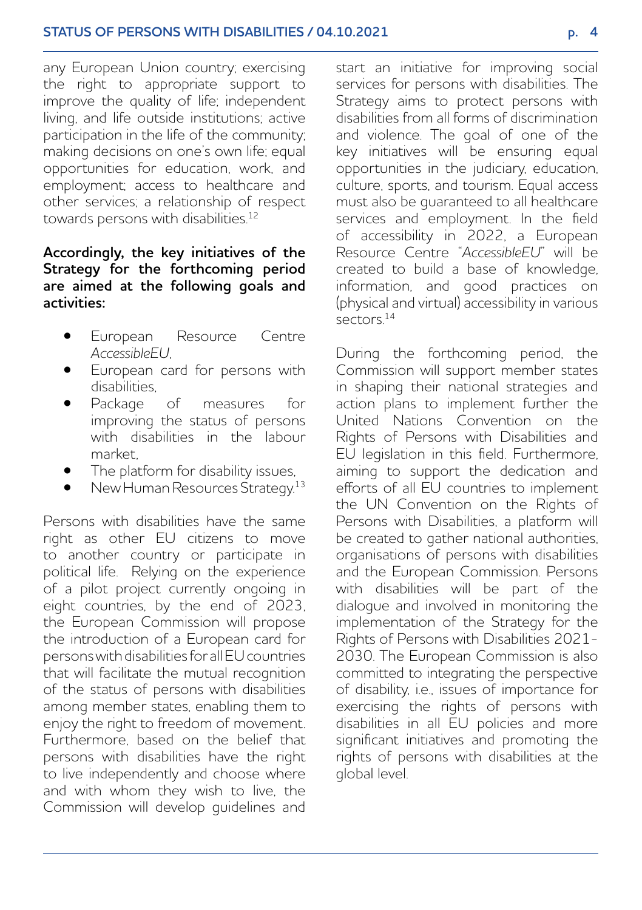any European Union country; exercising the right to appropriate support to improve the quality of life; independent living, and life outside institutions; active participation in the life of the community; making decisions on one's own life; equal opportunities for education, work, and employment; access to healthcare and other services; a relationship of respect towards persons with disabilities.[12]

**Accordingly, the key initiatives of the Strategy for the forthcoming period are aimed at the following goals and activities:**

- European Resource Centre *AccessibleEU*,
- European card for persons with disabilities,
- Package of measures for improving the status of persons with disabilities in the labour market,
- The platform for disability issues,
- New Human Resources Strategy.[13]

Persons with disabilities have the same right as other EU citizens to move to another country or participate in political life. Relying on the experience of a pilot project currently ongoing in eight countries, by the end of 2023, the European Commission will propose the introduction of a European card for persons with disabilities for all EU countries that will facilitate the mutual recognition of the status of persons with disabilities among member states, enabling them to enjoy the right to freedom of movement. Furthermore, based on the belief that persons with disabilities have the right to live independently and choose where and with whom they wish to live, the Commission will develop guidelines and start an initiative for improving social services for persons with disabilities. The Strategy aims to protect persons with disabilities from all forms of discrimination and violence. The goal of one of the key initiatives will be ensuring equal opportunities in the judiciary, education, culture, sports, and tourism. Equal access must also be guaranteed to all healthcare services and employment. In the field of accessibility in 2022, a European Resource Centre "*AccessibleEU*" will be created to build a base of knowledge, information, and good practices on (physical and virtual) accessibility in various sectors.[14]

During the forthcoming period, the Commission will support member states in shaping their national strategies and action plans to implement further the United Nations Convention on the Rights of Persons with Disabilities and EU legislation in this field. Furthermore, aiming to support the dedication and efforts of all EU countries to implement the UN Convention on the Rights of Persons with Disabilities, a platform will be created to gather national authorities, organisations of persons with disabilities and the European Commission. Persons with disabilities will be part of the dialogue and involved in monitoring the implementation of the Strategy for the Rights of Persons with Disabilities 2021-2030. The European Commission is also committed to integrating the perspective of disability, i.e., issues of importance for exercising the rights of persons with disabilities in all EU policies and more significant initiatives and promoting the rights of persons with disabilities at the global level.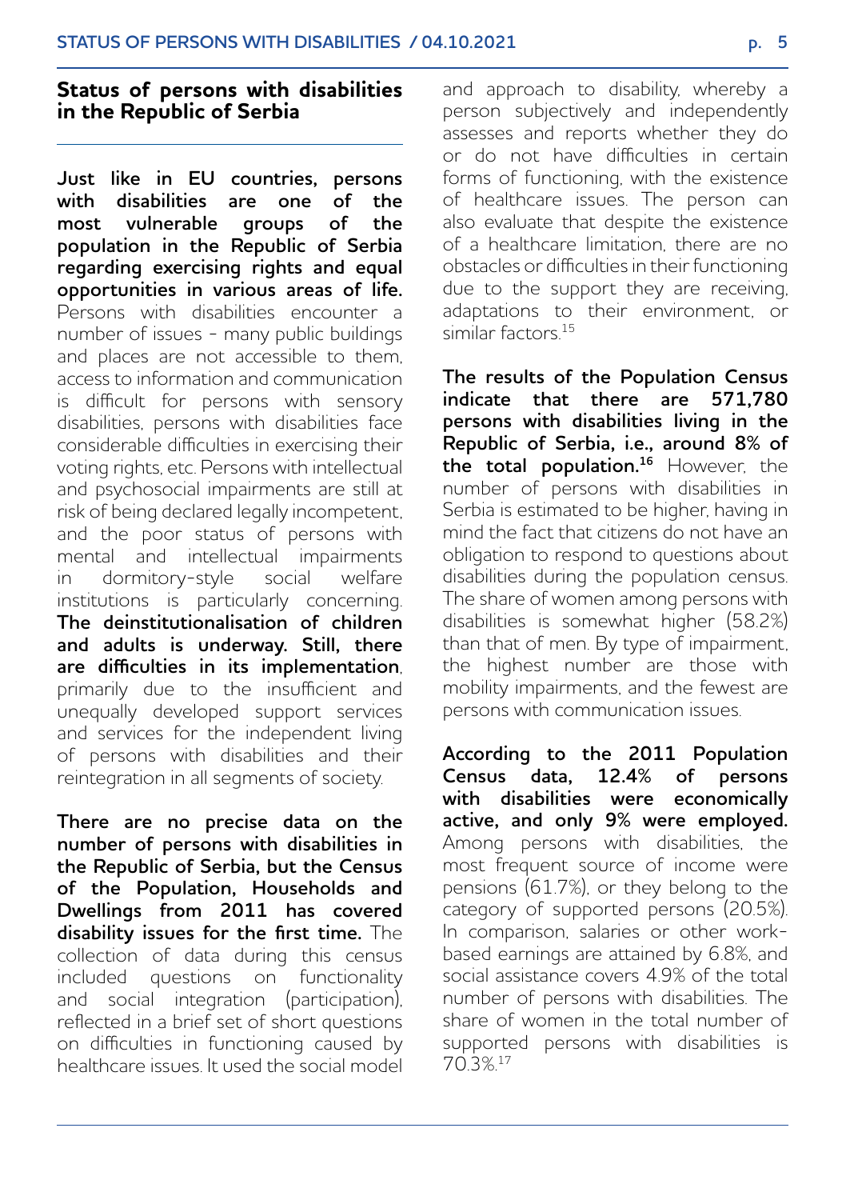## Status of persons with disabilities in the Republic of Serbia

**Just like in EU countries, persons with disabilities are one of the most vulnerable groups of the population in the Republic of Serbia regarding exercising rights and equal opportunities in various areas of life.** Persons with disabilities encounter a number of issues - many public buildings and places are not accessible to them, access to information and communication is difficult for persons with sensory disabilities, persons with disabilities face considerable difficulties in exercising their voting rights, etc. Persons with intellectual and psychosocial impairments are still at risk of being declared legally incompetent, and the poor status of persons with mental and intellectual impairments in dormitory-style social welfare institutions is particularly concerning. **The deinstitutionalisation of children and adults is underway. Still, there are difficulties in its implementation**, primarily due to the insufficient and unequally developed support services and services for the independent living of persons with disabilities and their reintegration in all segments of society.

**There are no precise data on the number of persons with disabilities in the Republic of Serbia, but the Census of the Population, Households and Dwellings from 2011 has covered disability issues for the first time.** The collection of data during this census included questions on functionality and social integration (participation), reflected in a brief set of short questions on difficulties in functioning caused by healthcare issues. It used the social model and approach to disability, whereby a person subjectively and independently assesses and reports whether they do or do not have difficulties in certain forms of functioning, with the existence of healthcare issues. The person can also evaluate that despite the existence of a healthcare limitation, there are no obstacles or difficulties in their functioning due to the support they are receiving, adaptations to their environment, or similar factors.[15]

**The results of the Population Census indicate that there are 571,780 persons with disabilities living in the Republic of Serbia, i.e., around 8% of the total population.[16]** However, the number of persons with disabilities in Serbia is estimated to be higher, having in mind the fact that citizens do not have an obligation to respond to questions about disabilities during the population census. The share of women among persons with disabilities is somewhat higher (58.2%) than that of men. By type of impairment, the highest number are those with mobility impairments, and the fewest are persons with communication issues.

**According to the 2011 Population Census data, 12.4% of persons with disabilities were economically active, and only 9% were employed.** Among persons with disabilities, the most frequent source of income were pensions (61.7%), or they belong to the category of supported persons (20.5%). In comparison, salaries or other work-based earnings are attained by 6.8%, and social assistance covers 4.9% of the total number of persons with disabilities. The share of women in the total number of supported persons with disabilities is 70.3%.[17]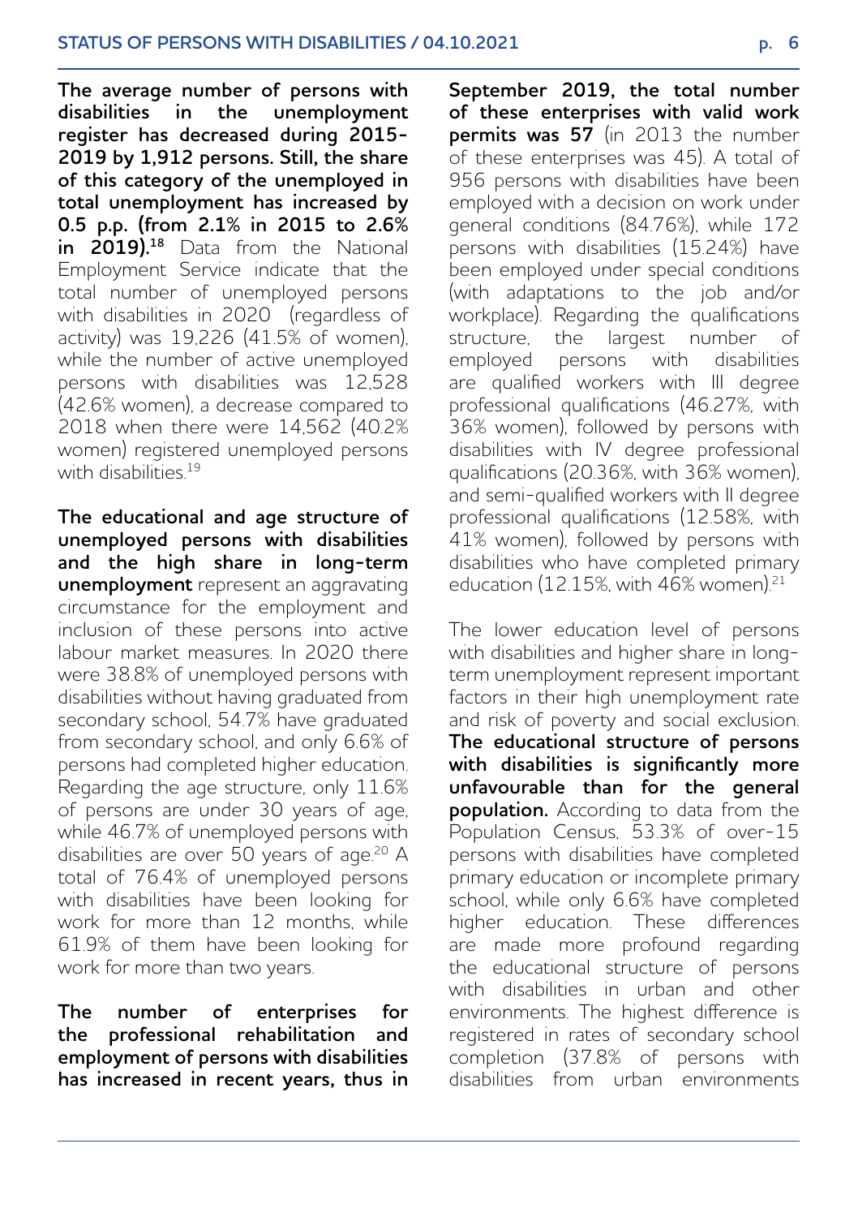**The average number of persons with disabilities in the unemployment register has decreased during 2015-2019 by 1,912 persons. Still, the share of this category of the unemployed in total unemployment has increased by 0.5 p.p. (from 2.1% in 2015 to 2.6% in 2019).**[18] Data from the National Employment Service indicate that the total number of unemployed persons with disabilities in 2020 (regardless of activity) was 19,226 (41.5% of women), while the number of active unemployed persons with disabilities was 12,528 (42.6% women), a decrease compared to 2018 when there were 14,562 (40.2% women) registered unemployed persons with disabilities.[19]

**The educational and age structure of unemployed persons with disabilities and the high share in long-term unemployment** represent an aggravating circumstance for the employment and inclusion of these persons into active labour market measures. In 2020 there were 38.8% of unemployed persons with disabilities without having graduated from secondary school, 54.7% have graduated from secondary school, and only 6.6% of persons had completed higher education. Regarding the age structure, only 11.6% of persons are under 30 years of age, while 46.7% of unemployed persons with disabilities are over 50 years of age.[20] A total of 76.4% of unemployed persons with disabilities have been looking for work for more than 12 months, while 61.9% of them have been looking for work for more than two years.

**The number of enterprises for the professional rehabilitation and employment of persons with disabilities has increased in recent years, thus in September 2019, the total number of these enterprises with valid work permits was 57** (in 2013 the number of these enterprises was 45). A total of 956 persons with disabilities have been employed with a decision on work under general conditions (84.76%), while 172 persons with disabilities (15.24%) have been employed under special conditions (with adaptations to the job and/or workplace). Regarding the qualifications structure, the largest number of employed persons with disabilities are qualified workers with III degree professional qualifications (46.27%, with 36% women), followed by persons with disabilities with IV degree professional qualifications (20.36%, with 36% women), and semi-qualified workers with II degree professional qualifications (12.58%, with 41% women), followed by persons with disabilities who have completed primary education (12.15%, with 46% women).[21]

The lower education level of persons with disabilities and higher share in long-term unemployment represent important factors in their high unemployment rate and risk of poverty and social exclusion. **The educational structure of persons with disabilities is significantly more unfavourable than for the general population.** According to data from the Population Census, 53.3% of over-15 persons with disabilities have completed primary education or incomplete primary school, while only 6.6% have completed higher education. These differences are made more profound regarding the educational structure of persons with disabilities in urban and other environments. The highest difference is registered in rates of secondary school completion (37.8% of persons with disabilities from urban environments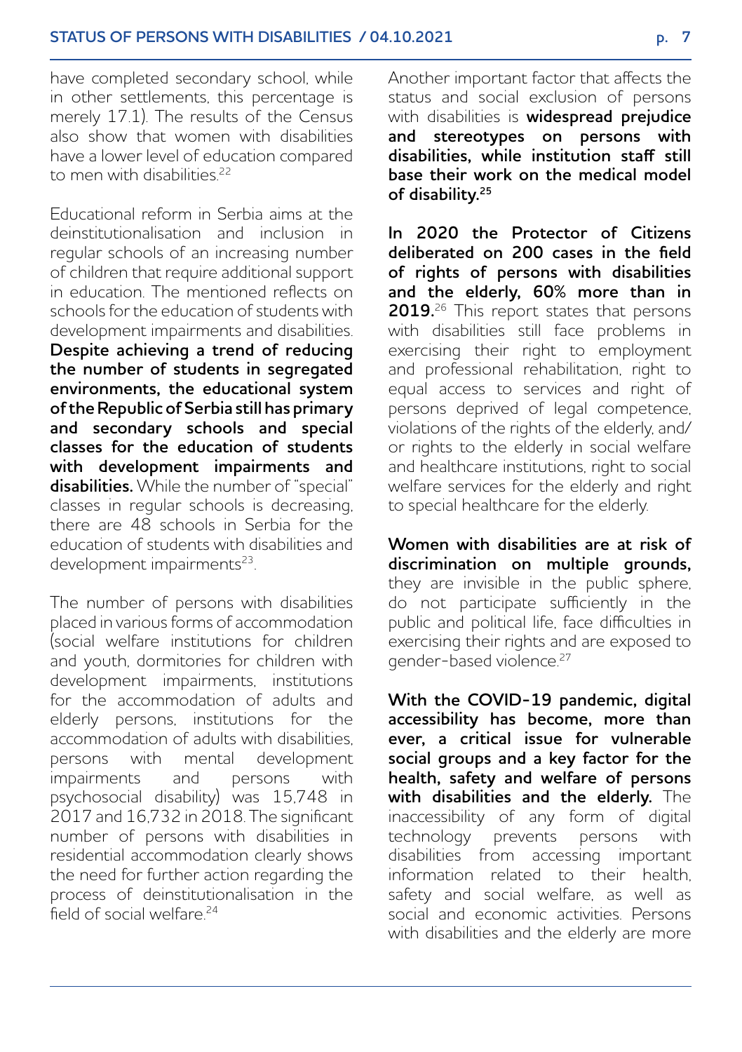have completed secondary school, while in other settlements, this percentage is merely 17.1). The results of the Census also show that women with disabilities have a lower level of education compared to men with disabilities.[22]

Educational reform in Serbia aims at the deinstitutionalisation and inclusion in regular schools of an increasing number of children that require additional support in education. The mentioned reflects on schools for the education of students with development impairments and disabilities. **Despite achieving a trend of reducing the number of students in segregated environments, the educational system of the Republic of Serbia still has primary and secondary schools and special classes for the education of students with development impairments and disabilities.** While the number of "special" classes in regular schools is decreasing, there are 48 schools in Serbia for the education of students with disabilities and development impairments[23].

The number of persons with disabilities placed in various forms of accommodation (social welfare institutions for children and youth, dormitories for children with development impairments, institutions for the accommodation of adults and elderly persons, institutions for the accommodation of adults with disabilities, persons with mental development impairments and persons with psychosocial disability) was 15,748 in 2017 and 16,732 in 2018. The significant number of persons with disabilities in residential accommodation clearly shows the need for further action regarding the process of deinstitutionalisation in the field of social welfare.[24]

Another important factor that affects the status and social exclusion of persons with disabilities is **widespread prejudice and stereotypes on persons with disabilities, while institution staff still base their work on the medical model of disability.[25]**

**In 2020 the Protector of Citizens deliberated on 200 cases in the field of rights of persons with disabilities and the elderly, 60% more than in 2019.**[26] This report states that persons with disabilities still face problems in exercising their right to employment and professional rehabilitation, right to equal access to services and right of persons deprived of legal competence, violations of the rights of the elderly, and/or rights to the elderly in social welfare and healthcare institutions, right to social welfare services for the elderly and right to special healthcare for the elderly.

**Women with disabilities are at risk of discrimination on multiple grounds,** they are invisible in the public sphere, do not participate sufficiently in the public and political life, face difficulties in exercising their rights and are exposed to gender-based violence.[27]

**With the COVID-19 pandemic, digital accessibility has become, more than ever, a critical issue for vulnerable social groups and a key factor for the health, safety and welfare of persons with disabilities and the elderly.** The inaccessibility of any form of digital technology prevents persons with disabilities from accessing important information related to their health, safety and social welfare, as well as social and economic activities. Persons with disabilities and the elderly are more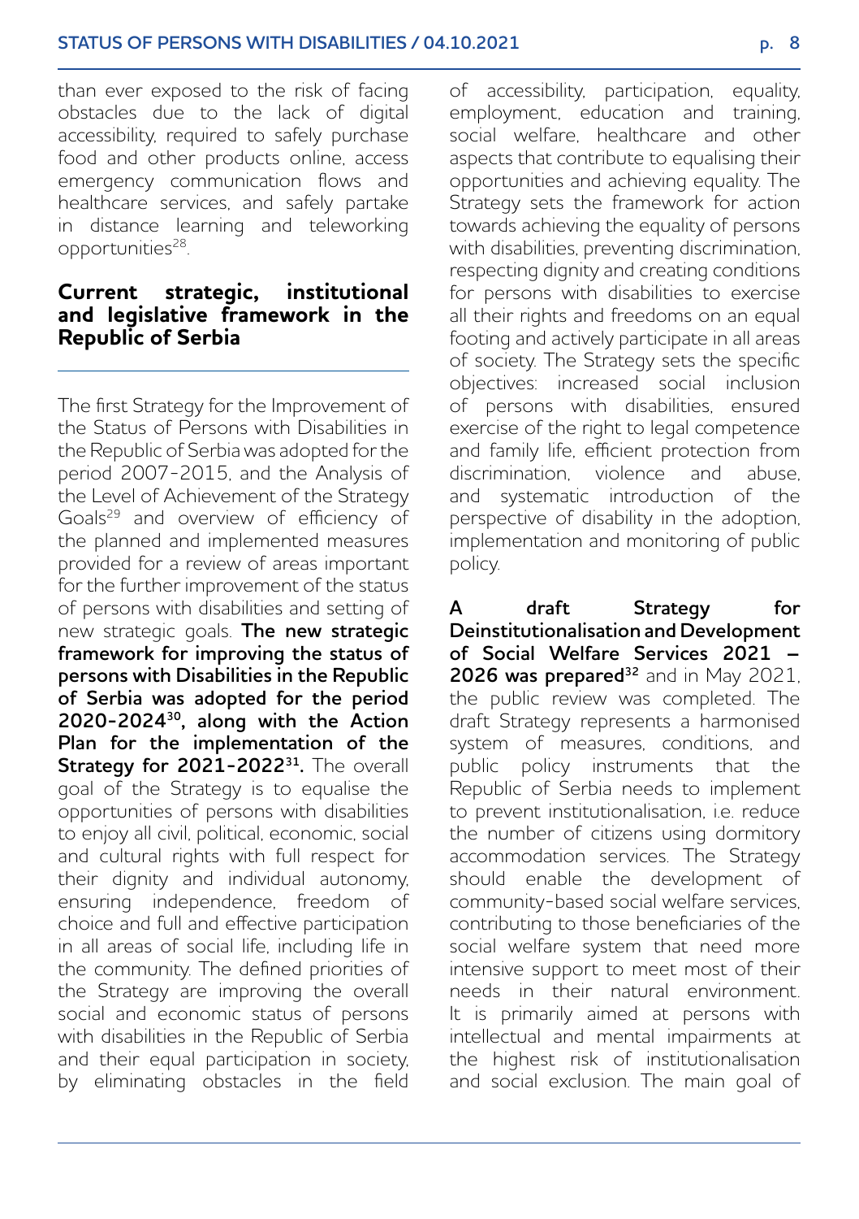than ever exposed to the risk of facing obstacles due to the lack of digital accessibility, required to safely purchase food and other products online, access emergency communication flows and healthcare services, and safely partake in distance learning and teleworking opportunities[28].

## Current strategic, institutional and legislative framework in the Republic of Serbia

The first Strategy for the Improvement of the Status of Persons with Disabilities in the Republic of Serbia was adopted for the period 2007-2015, and the Analysis of the Level of Achievement of the Strategy Goals[29] and overview of efficiency of the planned and implemented measures provided for a review of areas important for the further improvement of the status of persons with disabilities and setting of new strategic goals. **The new strategic framework for improving the status of persons with Disabilities in the Republic of Serbia was adopted for the period 2020-2024[30], along with the Action Plan for the implementation of the Strategy for 2021-2022[31].** The overall goal of the Strategy is to equalise the opportunities of persons with disabilities to enjoy all civil, political, economic, social and cultural rights with full respect for their dignity and individual autonomy, ensuring independence, freedom of choice and full and effective participation in all areas of social life, including life in the community. The defined priorities of the Strategy are improving the overall social and economic status of persons with disabilities in the Republic of Serbia and their equal participation in society, by eliminating obstacles in the field of accessibility, participation, equality, employment, education and training, social welfare, healthcare and other aspects that contribute to equalising their opportunities and achieving equality. The Strategy sets the framework for action towards achieving the equality of persons with disabilities, preventing discrimination, respecting dignity and creating conditions for persons with disabilities to exercise all their rights and freedoms on an equal footing and actively participate in all areas of society. The Strategy sets the specific objectives: increased social inclusion of persons with disabilities, ensured exercise of the right to legal competence and family life, efficient protection from discrimination, violence and abuse, and systematic introduction of the perspective of disability in the adoption, implementation and monitoring of public policy.

**A draft Strategy for Deinstitutionalisation and Development of Social Welfare Services 2021 – 2026 was prepared[32]** and in May 2021, the public review was completed. The draft Strategy represents a harmonised system of measures, conditions, and public policy instruments that the Republic of Serbia needs to implement to prevent institutionalisation, i.e. reduce the number of citizens using dormitory accommodation services. The Strategy should enable the development of community-based social welfare services, contributing to those beneficiaries of the social welfare system that need more intensive support to meet most of their needs in their natural environment. It is primarily aimed at persons with intellectual and mental impairments at the highest risk of institutionalisation and social exclusion. The main goal of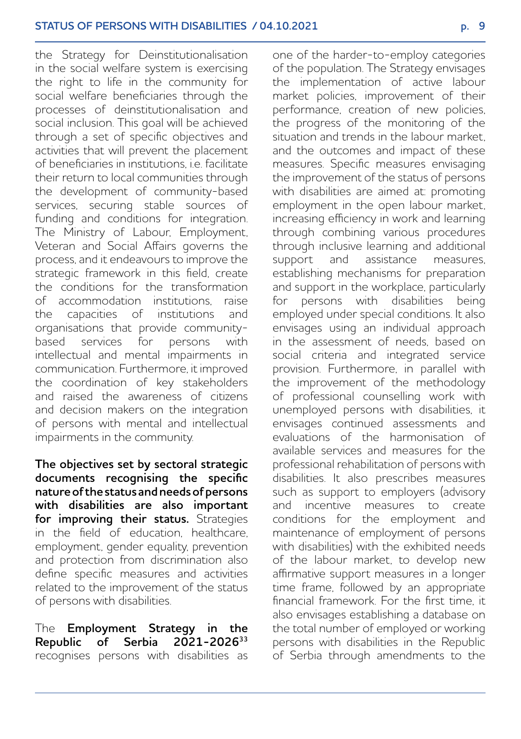the Strategy for Deinstitutionalisation in the social welfare system is exercising the right to life in the community for social welfare beneficiaries through the processes of deinstitutionalisation and social inclusion. This goal will be achieved through a set of specific objectives and activities that will prevent the placement of beneficiaries in institutions, i.e. facilitate their return to local communities through the development of community-based services, securing stable sources of funding and conditions for integration. The Ministry of Labour, Employment, Veteran and Social Affairs governs the process, and it endeavours to improve the strategic framework in this field, create the conditions for the transformation of accommodation institutions, raise the capacities of institutions and organisations that provide community-based services for persons with intellectual and mental impairments in communication. Furthermore, it improved the coordination of key stakeholders and raised the awareness of citizens and decision makers on the integration of persons with mental and intellectual impairments in the community.

**The objectives set by sectoral strategic documents recognising the specific nature of the status and needs of persons with disabilities are also important for improving their status.** Strategies in the field of education, healthcare, employment, gender equality, prevention and protection from discrimination also define specific measures and activities related to the improvement of the status of persons with disabilities.

The **Employment Strategy in the Republic of Serbia 2021-2026**[33] recognises persons with disabilities as one of the harder-to-employ categories of the population. The Strategy envisages the implementation of active labour market policies, improvement of their performance, creation of new policies, the progress of the monitoring of the situation and trends in the labour market, and the outcomes and impact of these measures. Specific measures envisaging the improvement of the status of persons with disabilities are aimed at: promoting employment in the open labour market, increasing efficiency in work and learning through combining various procedures through inclusive learning and additional support and assistance measures, establishing mechanisms for preparation and support in the workplace, particularly for persons with disabilities being employed under special conditions. It also envisages using an individual approach in the assessment of needs, based on social criteria and integrated service provision. Furthermore, in parallel with the improvement of the methodology of professional counselling work with unemployed persons with disabilities, it envisages continued assessments and evaluations of the harmonisation of available services and measures for the professional rehabilitation of persons with disabilities. It also prescribes measures such as support to employers (advisory and incentive measures to create conditions for the employment and maintenance of employment of persons with disabilities) with the exhibited needs of the labour market, to develop new affirmative support measures in a longer time frame, followed by an appropriate financial framework. For the first time, it also envisages establishing a database on the total number of employed or working persons with disabilities in the Republic of Serbia through amendments to the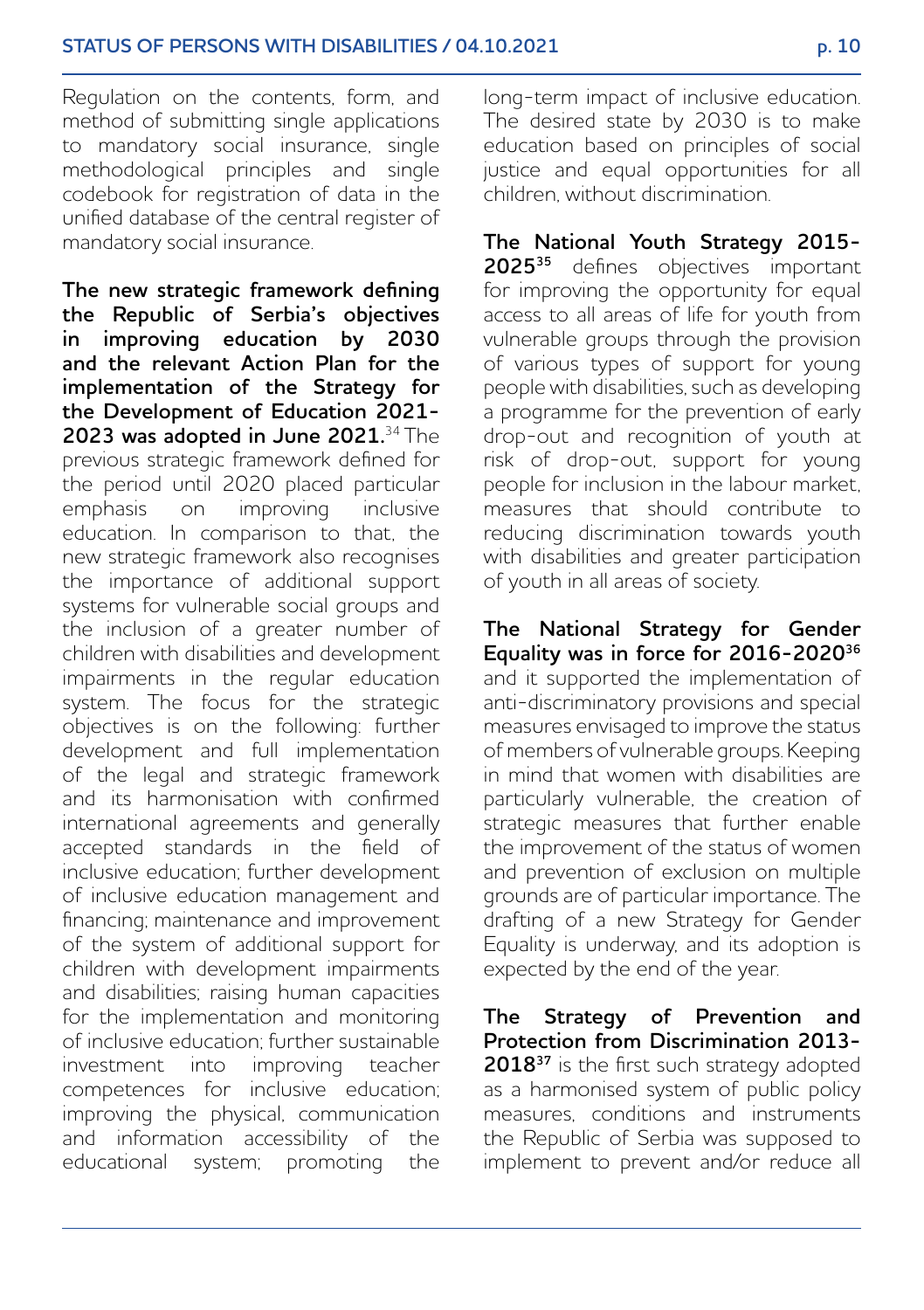Regulation on the contents, form, and method of submitting single applications to mandatory social insurance, single methodological principles and single codebook for registration of data in the unified database of the central register of mandatory social insurance.

**The new strategic framework defining the Republic of Serbia's objectives in improving education by 2030 and the relevant Action Plan for the implementation of the Strategy for the Development of Education 2021-2023 was adopted in June 2021.**[34] The previous strategic framework defined for the period until 2020 placed particular emphasis on improving inclusive education. In comparison to that, the new strategic framework also recognises the importance of additional support systems for vulnerable social groups and the inclusion of a greater number of children with disabilities and development impairments in the regular education system. The focus for the strategic objectives is on the following: further development and full implementation of the legal and strategic framework and its harmonisation with confirmed international agreements and generally accepted standards in the field of inclusive education; further development of inclusive education management and financing; maintenance and improvement of the system of additional support for children with development impairments and disabilities; raising human capacities for the implementation and monitoring of inclusive education; further sustainable investment into improving teacher competences for inclusive education; improving the physical, communication and information accessibility of the educational system; promoting the long-term impact of inclusive education. The desired state by 2030 is to make education based on principles of social justice and equal opportunities for all children, without discrimination.

**The National Youth Strategy 2015-2025**[35] defines objectives important for improving the opportunity for equal access to all areas of life for youth from vulnerable groups through the provision of various types of support for young people with disabilities, such as developing a programme for the prevention of early drop-out and recognition of youth at risk of drop-out, support for young people for inclusion in the labour market, measures that should contribute to reducing discrimination towards youth with disabilities and greater participation of youth in all areas of society.

**The National Strategy for Gender Equality was in force for 2016-2020**[36] and it supported the implementation of anti-discriminatory provisions and special measures envisaged to improve the status of members of vulnerable groups. Keeping in mind that women with disabilities are particularly vulnerable, the creation of strategic measures that further enable the improvement of the status of women and prevention of exclusion on multiple grounds are of particular importance. The drafting of a new Strategy for Gender Equality is underway, and its adoption is expected by the end of the year.

**The Strategy of Prevention and Protection from Discrimination 2013-2018**[37] is the first such strategy adopted as a harmonised system of public policy measures, conditions and instruments the Republic of Serbia was supposed to implement to prevent and/or reduce all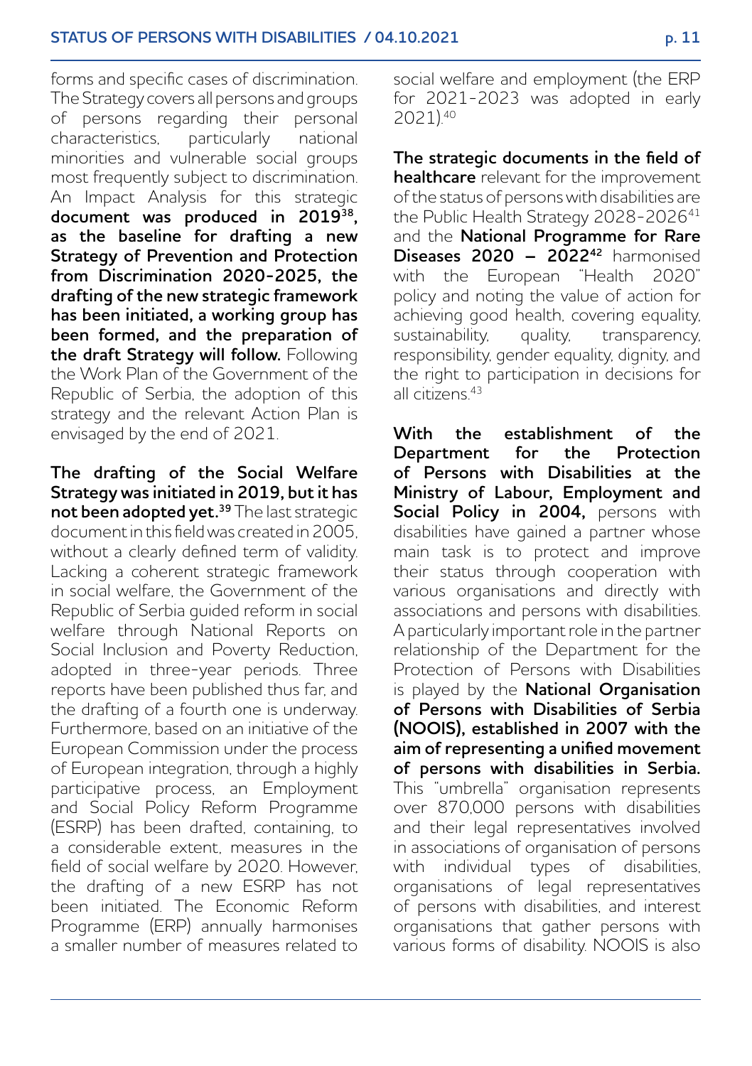forms and specific cases of discrimination. The Strategy covers all persons and groups of persons regarding their personal characteristics, particularly national minorities and vulnerable social groups most frequently subject to discrimination. An Impact Analysis for this strategic **document was produced in 2019[38], as the baseline for drafting a new Strategy of Prevention and Protection from Discrimination 2020-2025, the drafting of the new strategic framework has been initiated, a working group has been formed, and the preparation of the draft Strategy will follow.** Following the Work Plan of the Government of the Republic of Serbia, the adoption of this strategy and the relevant Action Plan is envisaged by the end of 2021.

**The drafting of the Social Welfare Strategy was initiated in 2019, but it has not been adopted yet.[39]** The last strategic document in this field was created in 2005, without a clearly defined term of validity. Lacking a coherent strategic framework in social welfare, the Government of the Republic of Serbia guided reform in social welfare through National Reports on Social Inclusion and Poverty Reduction, adopted in three-year periods. Three reports have been published thus far, and the drafting of a fourth one is underway. Furthermore, based on an initiative of the European Commission under the process of European integration, through a highly participative process, an Employment and Social Policy Reform Programme (ESRP) has been drafted, containing, to a considerable extent, measures in the field of social welfare by 2020. However, the drafting of a new ESRP has not been initiated. The Economic Reform Programme (ERP) annually harmonises a smaller number of measures related to social welfare and employment (the ERP for 2021-2023 was adopted in early 2021).[40]

**The strategic documents in the field of healthcare** relevant for the improvement of the status of persons with disabilities are the Public Health Strategy 2028-2026[41] and the **National Programme for Rare Diseases 2020 – 2022[42]** harmonised with the European "Health 2020" policy and noting the value of action for achieving good health, covering equality, sustainability, quality, transparency, responsibility, gender equality, dignity, and the right to participation in decisions for all citizens.[43]

**With the establishment of the Department for the Protection of Persons with Disabilities at the Ministry of Labour, Employment and Social Policy in 2004,** persons with disabilities have gained a partner whose main task is to protect and improve their status through cooperation with various organisations and directly with associations and persons with disabilities. A particularly important role in the partner relationship of the Department for the Protection of Persons with Disabilities is played by the **National Organisation of Persons with Disabilities of Serbia (NOOIS), established in 2007 with the aim of representing a unified movement of persons with disabilities in Serbia.** This "umbrella" organisation represents over 870,000 persons with disabilities and their legal representatives involved in associations of organisation of persons with individual types of disabilities, organisations of legal representatives of persons with disabilities, and interest organisations that gather persons with various forms of disability. NOOIS is also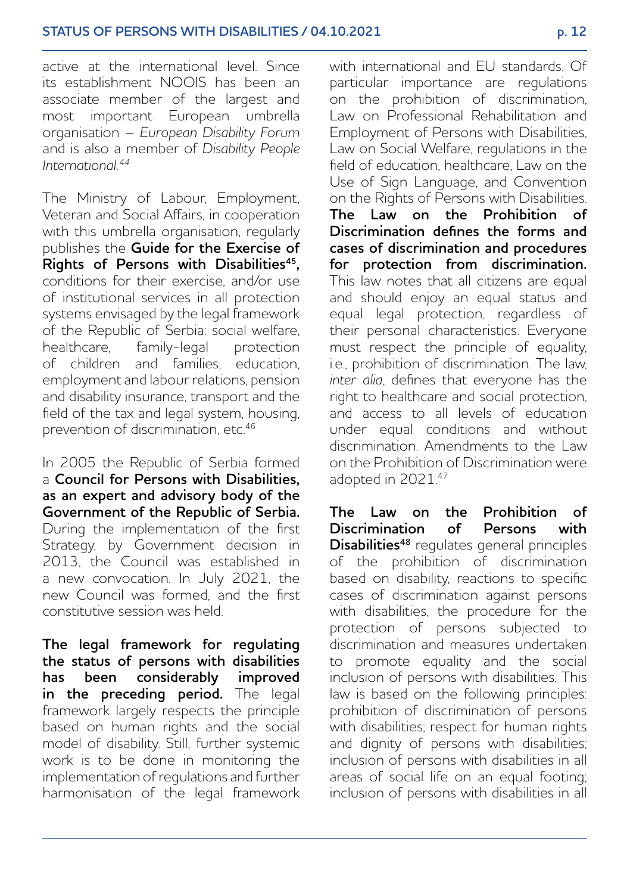active at the international level. Since its establishment NOOIS has been an associate member of the largest and most important European umbrella organisation – *European Disability Forum* and is also a member of *Disability People International.*[44]

The Ministry of Labour, Employment, Veteran and Social Affairs, in cooperation with this umbrella organisation, regularly publishes the **Guide for the Exercise of Rights of Persons with Disabilities**[45]**,** conditions for their exercise, and/or use of institutional services in all protection systems envisaged by the legal framework of the Republic of Serbia: social welfare, healthcare, family-legal protection of children and families, education, employment and labour relations, pension and disability insurance, transport and the field of the tax and legal system, housing, prevention of discrimination, etc.[46]

In 2005 the Republic of Serbia formed a **Council for Persons with Disabilities, as an expert and advisory body of the Government of the Republic of Serbia.** During the implementation of the first Strategy, by Government decision in 2013, the Council was established in a new convocation. In July 2021, the new Council was formed, and the first constitutive session was held.

**The legal framework for regulating the status of persons with disabilities has been considerably improved in the preceding period.** The legal framework largely respects the principle based on human rights and the social model of disability. Still, further systemic work is to be done in monitoring the implementation of regulations and further harmonisation of the legal framework with international and EU standards. Of particular importance are regulations on the prohibition of discrimination, Law on Professional Rehabilitation and Employment of Persons with Disabilities, Law on Social Welfare, regulations in the field of education, healthcare, Law on the Use of Sign Language, and Convention on the Rights of Persons with Disabilities. **The Law on the Prohibition of Discrimination defines the forms and cases of discrimination and procedures for protection from discrimination.** This law notes that all citizens are equal and should enjoy an equal status and equal legal protection, regardless of their personal characteristics. Everyone must respect the principle of equality, i.e., prohibition of discrimination. The law, *inter alia*, defines that everyone has the right to healthcare and social protection, and access to all levels of education under equal conditions and without discrimination. Amendments to the Law on the Prohibition of Discrimination were adopted in 2021.[47]

**The Law on the Prohibition of Discrimination of Persons with Disabilities**[48] regulates general principles of the prohibition of discrimination based on disability, reactions to specific cases of discrimination against persons with disabilities, the procedure for the protection of persons subjected to discrimination and measures undertaken to promote equality and the social inclusion of persons with disabilities. This law is based on the following principles: prohibition of discrimination of persons with disabilities; respect for human rights and dignity of persons with disabilities; inclusion of persons with disabilities in all areas of social life on an equal footing; inclusion of persons with disabilities in all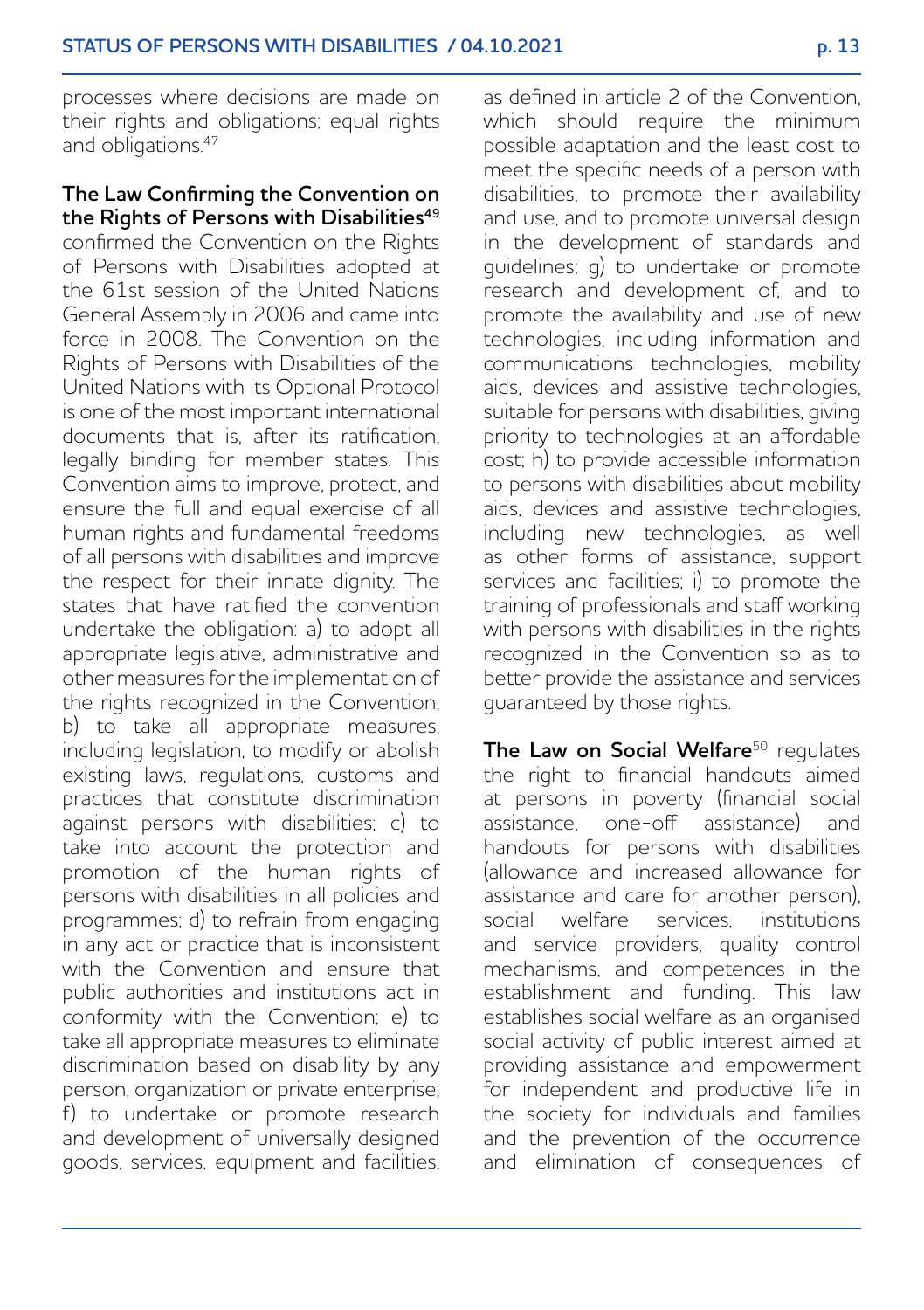processes where decisions are made on their rights and obligations; equal rights and obligations.[47]

**The Law Confirming the Convention on the Rights of Persons with Disabilities[49]** confirmed the Convention on the Rights of Persons with Disabilities adopted at the 61st session of the United Nations General Assembly in 2006 and came into force in 2008. The Convention on the Rights of Persons with Disabilities of the United Nations with its Optional Protocol is one of the most important international documents that is, after its ratification, legally binding for member states. This Convention aims to improve, protect, and ensure the full and equal exercise of all human rights and fundamental freedoms of all persons with disabilities and improve the respect for their innate dignity. The states that have ratified the convention undertake the obligation: a) to adopt all appropriate legislative, administrative and other measures for the implementation of the rights recognized in the Convention; b) to take all appropriate measures, including legislation, to modify or abolish existing laws, regulations, customs and practices that constitute discrimination against persons with disabilities; c) to take into account the protection and promotion of the human rights of persons with disabilities in all policies and programmes; d) to refrain from engaging in any act or practice that is inconsistent with the Convention and ensure that public authorities and institutions act in conformity with the Convention; e) to take all appropriate measures to eliminate discrimination based on disability by any person, organization or private enterprise; f) to undertake or promote research and development of universally designed goods, services, equipment and facilities, as defined in article 2 of the Convention, which should require the minimum possible adaptation and the least cost to meet the specific needs of a person with disabilities, to promote their availability and use, and to promote universal design in the development of standards and guidelines; g) to undertake or promote research and development of, and to promote the availability and use of new technologies, including information and communications technologies, mobility aids, devices and assistive technologies, suitable for persons with disabilities, giving priority to technologies at an affordable cost; h) to provide accessible information to persons with disabilities about mobility aids, devices and assistive technologies, including new technologies, as well as other forms of assistance, support services and facilities; i) to promote the training of professionals and staff working with persons with disabilities in the rights recognized in the Convention so as to better provide the assistance and services guaranteed by those rights.

**The Law on Social Welfare**[50] regulates the right to financial handouts aimed at persons in poverty (financial social assistance, one-off assistance) and handouts for persons with disabilities (allowance and increased allowance for assistance and care for another person), social welfare services, institutions and service providers, quality control mechanisms, and competences in the establishment and funding. This law establishes social welfare as an organised social activity of public interest aimed at providing assistance and empowerment for independent and productive life in the society for individuals and families and the prevention of the occurrence and elimination of consequences of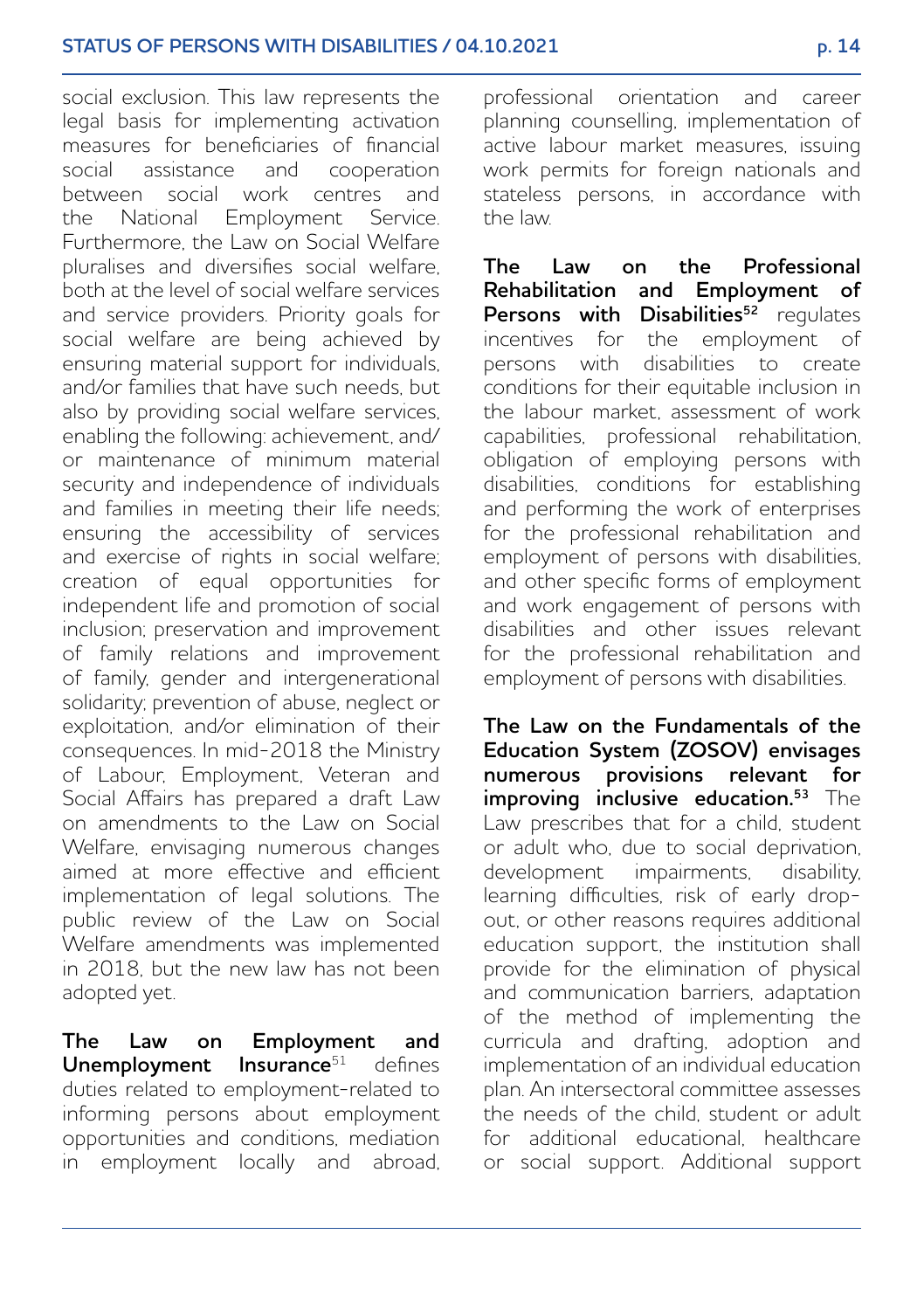social exclusion. This law represents the legal basis for implementing activation measures for beneficiaries of financial social assistance and cooperation between social work centres and the National Employment Service. Furthermore, the Law on Social Welfare pluralises and diversifies social welfare, both at the level of social welfare services and service providers. Priority goals for social welfare are being achieved by ensuring material support for individuals, and/or families that have such needs, but also by providing social welfare services, enabling the following: achievement, and/or maintenance of minimum material security and independence of individuals and families in meeting their life needs; ensuring the accessibility of services and exercise of rights in social welfare; creation of equal opportunities for independent life and promotion of social inclusion; preservation and improvement of family relations and improvement of family, gender and intergenerational solidarity; prevention of abuse, neglect or exploitation, and/or elimination of their consequences. In mid-2018 the Ministry of Labour, Employment, Veteran and Social Affairs has prepared a draft Law on amendments to the Law on Social Welfare, envisaging numerous changes aimed at more effective and efficient implementation of legal solutions. The public review of the Law on Social Welfare amendments was implemented in 2018, but the new law has not been adopted yet.

**The Law on Employment and Unemployment Insurance**[51] defines duties related to employment-related to informing persons about employment opportunities and conditions, mediation in employment locally and abroad, professional orientation and career planning counselling, implementation of active labour market measures, issuing work permits for foreign nationals and stateless persons, in accordance with the law.

**The Law on the Professional Rehabilitation and Employment of Persons with Disabilities**[52] regulates incentives for the employment of persons with disabilities to create conditions for their equitable inclusion in the labour market, assessment of work capabilities, professional rehabilitation, obligation of employing persons with disabilities, conditions for establishing and performing the work of enterprises for the professional rehabilitation and employment of persons with disabilities, and other specific forms of employment and work engagement of persons with disabilities and other issues relevant for the professional rehabilitation and employment of persons with disabilities.

**The Law on the Fundamentals of the Education System (ZOSOV) envisages numerous provisions relevant for improving inclusive education.**[53] The Law prescribes that for a child, student or adult who, due to social deprivation, development impairments, disability, learning difficulties, risk of early drop-out, or other reasons requires additional education support, the institution shall provide for the elimination of physical and communication barriers, adaptation of the method of implementing the curricula and drafting, adoption and implementation of an individual education plan. An intersectoral committee assesses the needs of the child, student or adult for additional educational, healthcare or social support. Additional support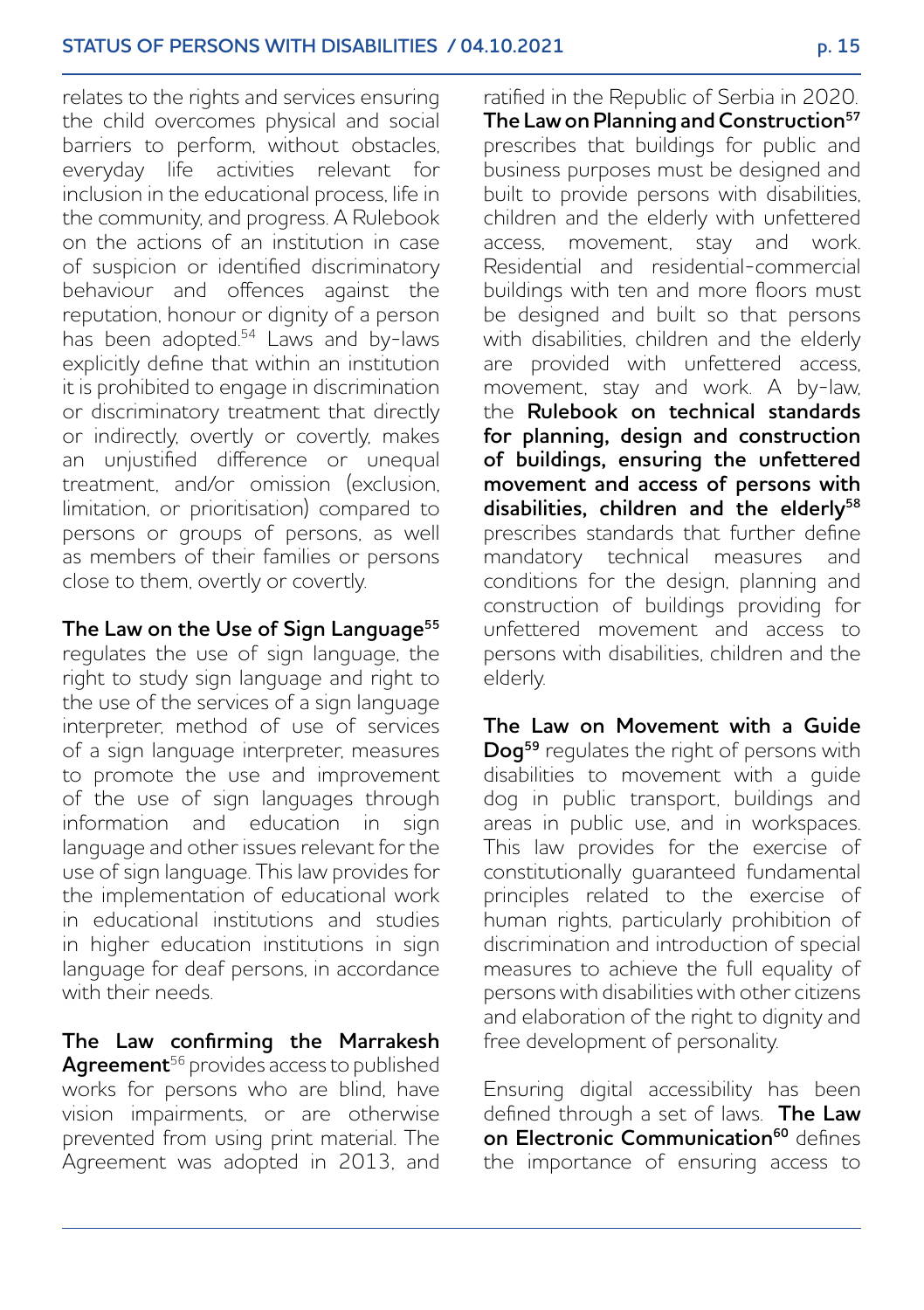relates to the rights and services ensuring the child overcomes physical and social barriers to perform, without obstacles, everyday life activities relevant for inclusion in the educational process, life in the community, and progress. A Rulebook on the actions of an institution in case of suspicion or identified discriminatory behaviour and offences against the reputation, honour or dignity of a person has been adopted.[54] Laws and by-laws explicitly define that within an institution it is prohibited to engage in discrimination or discriminatory treatment that directly or indirectly, overtly or covertly, makes an unjustified difference or unequal treatment, and/or omission (exclusion, limitation, or prioritisation) compared to persons or groups of persons, as well as members of their families or persons close to them, overtly or covertly.

**The Law on the Use of Sign Language**[55] regulates the use of sign language, the right to study sign language and right to the use of the services of a sign language interpreter, method of use of services of a sign language interpreter, measures to promote the use and improvement of the use of sign languages through information and education in sign language and other issues relevant for the use of sign language. This law provides for the implementation of educational work in educational institutions and studies in higher education institutions in sign language for deaf persons, in accordance with their needs.

**The Law confirming the Marrakesh Agreement**[56] provides access to published works for persons who are blind, have vision impairments, or are otherwise prevented from using print material. The Agreement was adopted in 2013, and ratified in the Republic of Serbia in 2020. **The Law on Planning and Construction**[57] prescribes that buildings for public and business purposes must be designed and built to provide persons with disabilities, children and the elderly with unfettered access, movement, stay and work. Residential and residential-commercial buildings with ten and more floors must be designed and built so that persons with disabilities, children and the elderly are provided with unfettered access, movement, stay and work. A by-law, the **Rulebook on technical standards for planning, design and construction of buildings, ensuring the unfettered movement and access of persons with disabilities, children and the elderly**[58] prescribes standards that further define mandatory technical measures and conditions for the design, planning and construction of buildings providing for unfettered movement and access to persons with disabilities, children and the elderly.

**The Law on Movement with a Guide Dog**[59] regulates the right of persons with disabilities to movement with a guide dog in public transport, buildings and areas in public use, and in workspaces. This law provides for the exercise of constitutionally guaranteed fundamental principles related to the exercise of human rights, particularly prohibition of discrimination and introduction of special measures to achieve the full equality of persons with disabilities with other citizens and elaboration of the right to dignity and free development of personality.

Ensuring digital accessibility has been defined through a set of laws. **The Law on Electronic Communication**[60] defines the importance of ensuring access to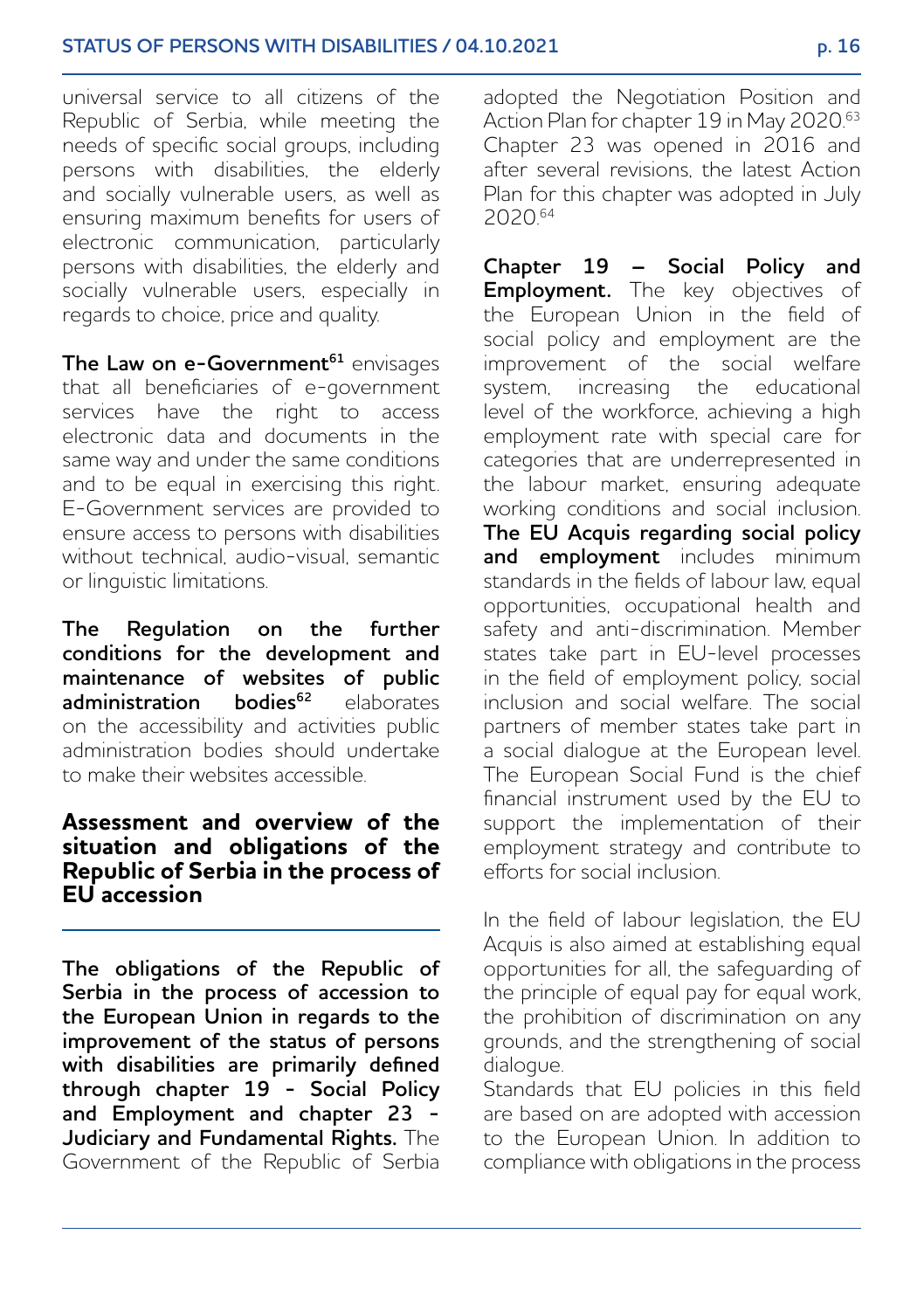universal service to all citizens of the Republic of Serbia, while meeting the needs of specific social groups, including persons with disabilities, the elderly and socially vulnerable users, as well as ensuring maximum benefits for users of electronic communication, particularly persons with disabilities, the elderly and socially vulnerable users, especially in regards to choice, price and quality.

**The Law on e-Government**[61] envisages that all beneficiaries of e-government services have the right to access electronic data and documents in the same way and under the same conditions and to be equal in exercising this right. E-Government services are provided to ensure access to persons with disabilities without technical, audio-visual, semantic or linguistic limitations.

**The Regulation on the further conditions for the development and maintenance of websites of public administration bodies**[62] elaborates on the accessibility and activities public administration bodies should undertake to make their websites accessible.

## Assessment and overview of the situation and obligations of the Republic of Serbia in the process of EU accession

**The obligations of the Republic of Serbia in the process of accession to the European Union in regards to the improvement of the status of persons with disabilities are primarily defined through chapter 19 - Social Policy and Employment and chapter 23 - Judiciary and Fundamental Rights.** The Government of the Republic of Serbia adopted the Negotiation Position and Action Plan for chapter 19 in May 2020.[63] Chapter 23 was opened in 2016 and after several revisions, the latest Action Plan for this chapter was adopted in July 2020.[64]

**Chapter 19 – Social Policy and Employment.** The key objectives of the European Union in the field of social policy and employment are the improvement of the social welfare system, increasing the educational level of the workforce, achieving a high employment rate with special care for categories that are underrepresented in the labour market, ensuring adequate working conditions and social inclusion. **The EU Acquis regarding social policy and employment** includes minimum standards in the fields of labour law, equal opportunities, occupational health and safety and anti-discrimination. Member states take part in EU-level processes in the field of employment policy, social inclusion and social welfare. The social partners of member states take part in a social dialogue at the European level. The European Social Fund is the chief financial instrument used by the EU to support the implementation of their employment strategy and contribute to efforts for social inclusion.

In the field of labour legislation, the EU Acquis is also aimed at establishing equal opportunities for all, the safeguarding of the principle of equal pay for equal work, the prohibition of discrimination on any grounds, and the strengthening of social dialogue.
Standards that EU policies in this field are based on are adopted with accession to the European Union. In addition to compliance with obligations in the process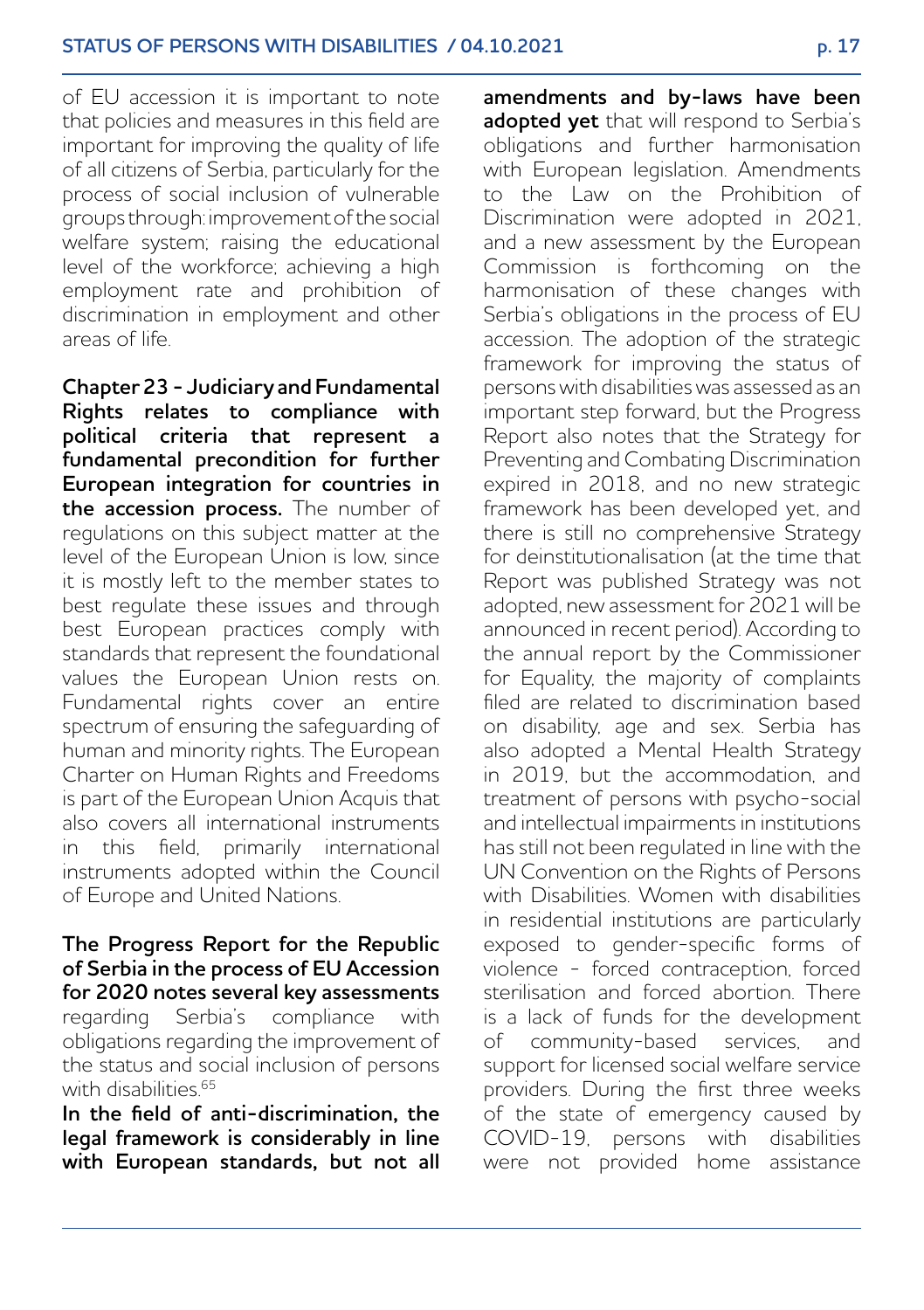of EU accession it is important to note that policies and measures in this field are important for improving the quality of life of all citizens of Serbia, particularly for the process of social inclusion of vulnerable groups through: improvement of the social welfare system; raising the educational level of the workforce; achieving a high employment rate and prohibition of discrimination in employment and other areas of life.

**Chapter 23 - Judiciary and Fundamental Rights relates to compliance with political criteria that represent a fundamental precondition for further European integration for countries in the accession process.** The number of regulations on this subject matter at the level of the European Union is low, since it is mostly left to the member states to best regulate these issues and through best European practices comply with standards that represent the foundational values the European Union rests on. Fundamental rights cover an entire spectrum of ensuring the safeguarding of human and minority rights. The European Charter on Human Rights and Freedoms is part of the European Union Acquis that also covers all international instruments in this field, primarily international instruments adopted within the Council of Europe and United Nations.

**The Progress Report for the Republic of Serbia in the process of EU Accession for 2020 notes several key assessments** regarding Serbia's compliance with obligations regarding the improvement of the status and social inclusion of persons with disabilities.[65]

**In the field of anti-discrimination, the legal framework is considerably in line with European standards, but not all amendments and by-laws have been adopted yet** that will respond to Serbia's obligations and further harmonisation with European legislation. Amendments to the Law on the Prohibition of Discrimination were adopted in 2021, and a new assessment by the European Commission is forthcoming on the harmonisation of these changes with Serbia's obligations in the process of EU accession. The adoption of the strategic framework for improving the status of persons with disabilities was assessed as an important step forward, but the Progress Report also notes that the Strategy for Preventing and Combating Discrimination expired in 2018, and no new strategic framework has been developed yet, and there is still no comprehensive Strategy for deinstitutionalisation (at the time that Report was published Strategy was not adopted, new assessment for 2021 will be announced in recent period). According to the annual report by the Commissioner for Equality, the majority of complaints filed are related to discrimination based on disability, age and sex. Serbia has also adopted a Mental Health Strategy in 2019, but the accommodation, and treatment of persons with psycho-social and intellectual impairments in institutions has still not been regulated in line with the UN Convention on the Rights of Persons with Disabilities. Women with disabilities in residential institutions are particularly exposed to gender-specific forms of violence - forced contraception, forced sterilisation and forced abortion. There is a lack of funds for the development of community-based services, and support for licensed social welfare service providers. During the first three weeks of the state of emergency caused by COVID-19, persons with disabilities were not provided home assistance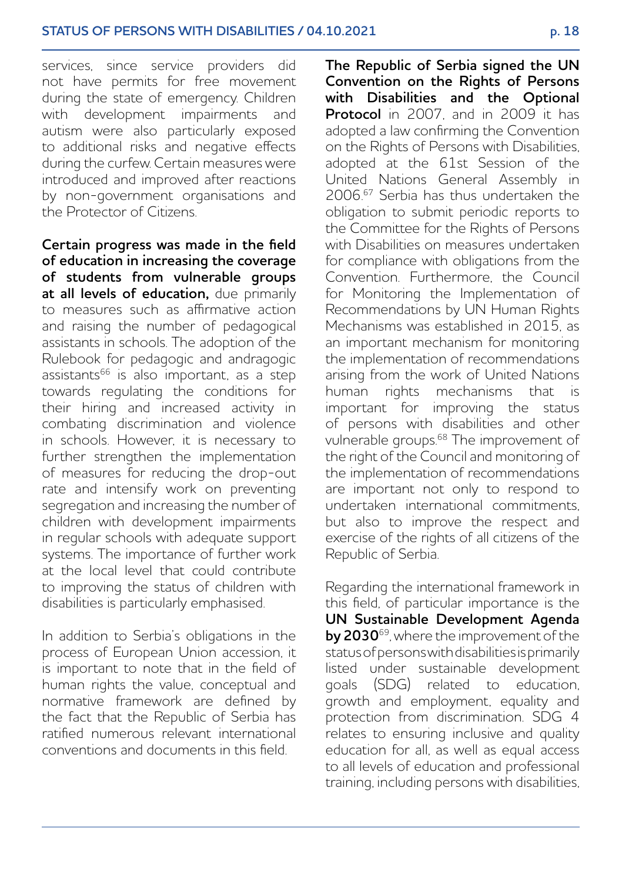services, since service providers did not have permits for free movement during the state of emergency. Children with development impairments and autism were also particularly exposed to additional risks and negative effects during the curfew. Certain measures were introduced and improved after reactions by non-government organisations and the Protector of Citizens.

**Certain progress was made in the field of education in increasing the coverage of students from vulnerable groups at all levels of education,** due primarily to measures such as affirmative action and raising the number of pedagogical assistants in schools. The adoption of the Rulebook for pedagogic and andragogic assistants[66] is also important, as a step towards regulating the conditions for their hiring and increased activity in combating discrimination and violence in schools. However, it is necessary to further strengthen the implementation of measures for reducing the drop-out rate and intensify work on preventing segregation and increasing the number of children with development impairments in regular schools with adequate support systems. The importance of further work at the local level that could contribute to improving the status of children with disabilities is particularly emphasised.

In addition to Serbia's obligations in the process of European Union accession, it is important to note that in the field of human rights the value, conceptual and normative framework are defined by the fact that the Republic of Serbia has ratified numerous relevant international conventions and documents in this field.

**The Republic of Serbia signed the UN Convention on the Rights of Persons with Disabilities and the Optional Protocol** in 2007, and in 2009 it has adopted a law confirming the Convention on the Rights of Persons with Disabilities, adopted at the 61st Session of the United Nations General Assembly in 2006.[67] Serbia has thus undertaken the obligation to submit periodic reports to the Committee for the Rights of Persons with Disabilities on measures undertaken for compliance with obligations from the Convention. Furthermore, the Council for Monitoring the Implementation of Recommendations by UN Human Rights Mechanisms was established in 2015, as an important mechanism for monitoring the implementation of recommendations arising from the work of United Nations human rights mechanisms that is important for improving the status of persons with disabilities and other vulnerable groups.[68] The improvement of the right of the Council and monitoring of the implementation of recommendations are important not only to respond to undertaken international commitments, but also to improve the respect and exercise of the rights of all citizens of the Republic of Serbia.

Regarding the international framework in this field, of particular importance is the **UN Sustainable Development Agenda by 2030**[69], where the improvement of the status of persons with disabilities is primarily listed under sustainable development goals (SDG) related to education, growth and employment, equality and protection from discrimination. SDG 4 relates to ensuring inclusive and quality education for all, as well as equal access to all levels of education and professional training, including persons with disabilities,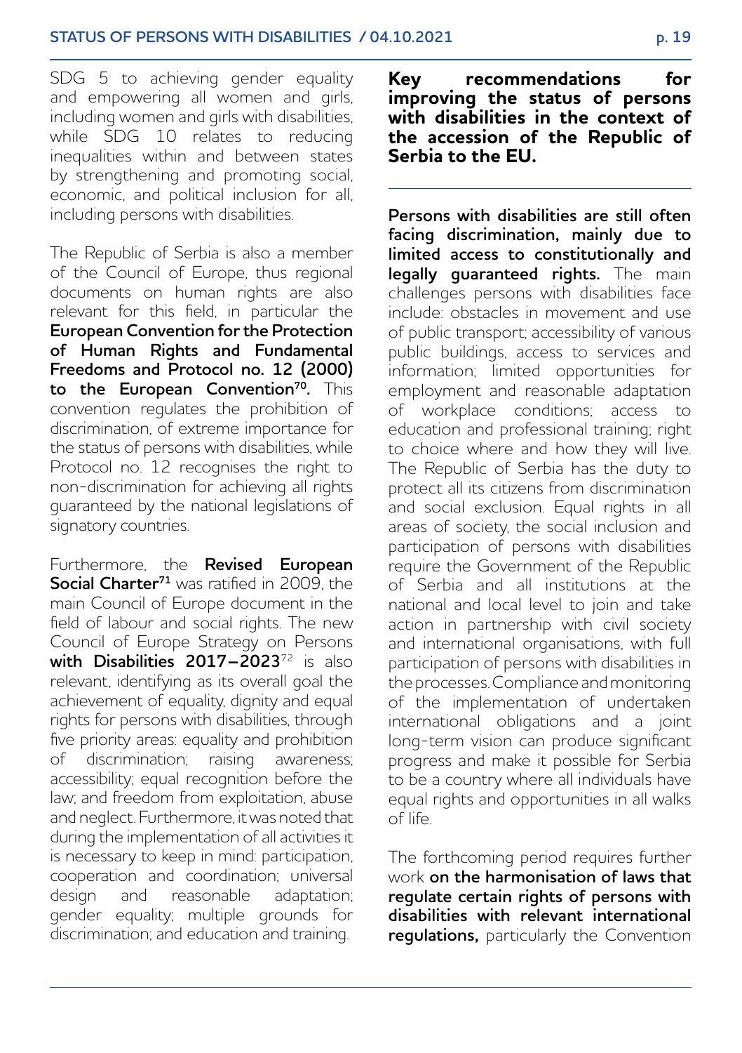SDG 5 to achieving gender equality and empowering all women and girls, including women and girls with disabilities, while SDG 10 relates to reducing inequalities within and between states by strengthening and promoting social, economic, and political inclusion for all, including persons with disabilities.

The Republic of Serbia is also a member of the Council of Europe, thus regional documents on human rights are also relevant for this field, in particular the **European Convention for the Protection of Human Rights and Fundamental Freedoms and Protocol no. 12 (2000) to the European Convention[70].** This convention regulates the prohibition of discrimination, of extreme importance for the status of persons with disabilities, while Protocol no. 12 recognises the right to non-discrimination for achieving all rights guaranteed by the national legislations of signatory countries.

Furthermore, the **Revised European Social Charter[71]** was ratified in 2009, the main Council of Europe document in the field of labour and social rights. The new Council of Europe Strategy on Persons **with Disabilities 2017–2023**[72] is also relevant, identifying as its overall goal the achievement of equality, dignity and equal rights for persons with disabilities, through five priority areas: equality and prohibition of discrimination; raising awareness; accessibility; equal recognition before the law; and freedom from exploitation, abuse and neglect. Furthermore, it was noted that during the implementation of all activities it is necessary to keep in mind: participation, cooperation and coordination; universal design and reasonable adaptation; gender equality; multiple grounds for discrimination; and education and training.

## Key recommendations for improving the status of persons with disabilities in the context of the accession of the Republic of Serbia to the EU.

**Persons with disabilities are still often facing discrimination, mainly due to limited access to constitutionally and legally guaranteed rights.** The main challenges persons with disabilities face include: obstacles in movement and use of public transport; accessibility of various public buildings, access to services and information; limited opportunities for employment and reasonable adaptation of workplace conditions; access to education and professional training; right to choice where and how they will live. The Republic of Serbia has the duty to protect all its citizens from discrimination and social exclusion. Equal rights in all areas of society, the social inclusion and participation of persons with disabilities require the Government of the Republic of Serbia and all institutions at the national and local level to join and take action in partnership with civil society and international organisations, with full participation of persons with disabilities in the processes. Compliance and monitoring of the implementation of undertaken international obligations and a joint long-term vision can produce significant progress and make it possible for Serbia to be a country where all individuals have equal rights and opportunities in all walks of life.

The forthcoming period requires further work **on the harmonisation of laws that regulate certain rights of persons with disabilities with relevant international regulations,** particularly the Convention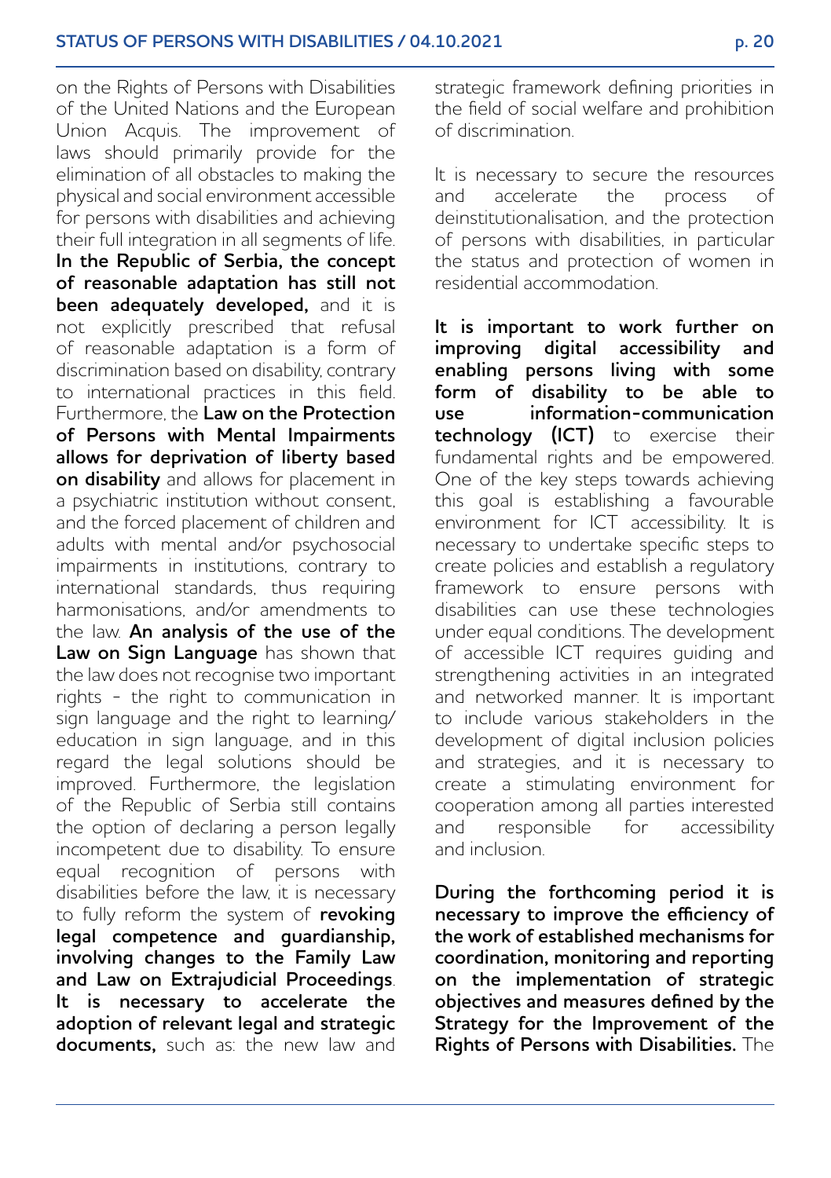on the Rights of Persons with Disabilities of the United Nations and the European Union Acquis. The improvement of laws should primarily provide for the elimination of all obstacles to making the physical and social environment accessible for persons with disabilities and achieving their full integration in all segments of life. **In the Republic of Serbia, the concept of reasonable adaptation has still not been adequately developed,** and it is not explicitly prescribed that refusal of reasonable adaptation is a form of discrimination based on disability, contrary to international practices in this field. Furthermore, the **Law on the Protection of Persons with Mental Impairments allows for deprivation of liberty based on disability** and allows for placement in a psychiatric institution without consent, and the forced placement of children and adults with mental and/or psychosocial impairments in institutions, contrary to international standards, thus requiring harmonisations, and/or amendments to the law. **An analysis of the use of the Law on Sign Language** has shown that the law does not recognise two important rights - the right to communication in sign language and the right to learning/education in sign language, and in this regard the legal solutions should be improved. Furthermore, the legislation of the Republic of Serbia still contains the option of declaring a person legally incompetent due to disability. To ensure equal recognition of persons with disabilities before the law, it is necessary to fully reform the system of **revoking legal competence and guardianship, involving changes to the Family Law and Law on Extrajudicial Proceedings**. **It is necessary to accelerate the adoption of relevant legal and strategic documents,** such as: the new law and strategic framework defining priorities in the field of social welfare and prohibition of discrimination.

It is necessary to secure the resources and accelerate the process of deinstitutionalisation, and the protection of persons with disabilities, in particular the status and protection of women in residential accommodation.

**It is important to work further on improving digital accessibility and enabling persons living with some form of disability to be able to use information-communication technology (ICT)** to exercise their fundamental rights and be empowered. One of the key steps towards achieving this goal is establishing a favourable environment for ICT accessibility. It is necessary to undertake specific steps to create policies and establish a regulatory framework to ensure persons with disabilities can use these technologies under equal conditions. The development of accessible ICT requires guiding and strengthening activities in an integrated and networked manner. It is important to include various stakeholders in the development of digital inclusion policies and strategies, and it is necessary to create a stimulating environment for cooperation among all parties interested and responsible for accessibility and inclusion.

**During the forthcoming period it is necessary to improve the efficiency of the work of established mechanisms for coordination, monitoring and reporting on the implementation of strategic objectives and measures defined by the Strategy for the Improvement of the Rights of Persons with Disabilities.** The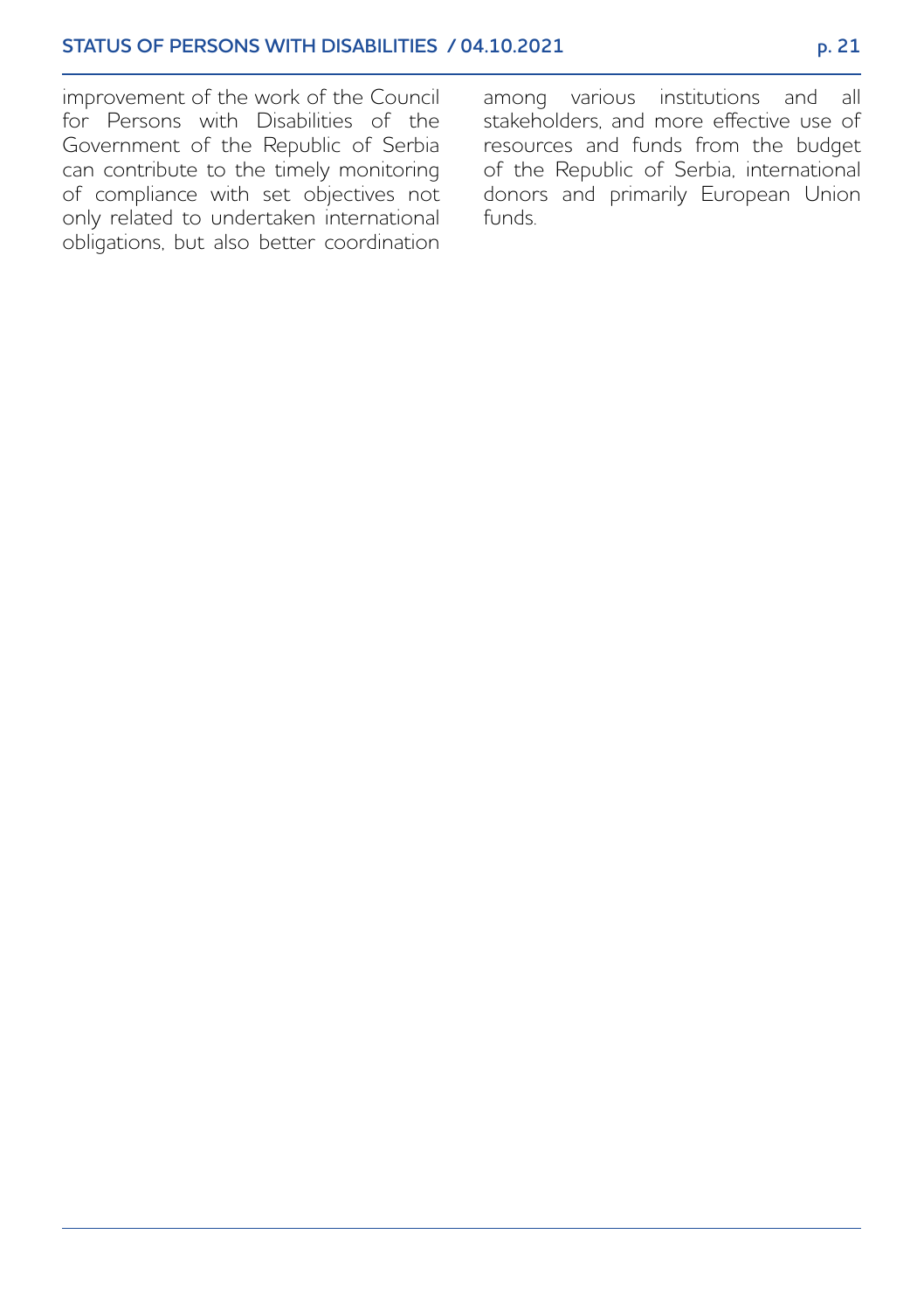improvement of the work of the Council for Persons with Disabilities of the Government of the Republic of Serbia can contribute to the timely monitoring of compliance with set objectives not only related to undertaken international obligations, but also better coordination among various institutions and all stakeholders, and more effective use of resources and funds from the budget of the Republic of Serbia, international donors and primarily European Union funds.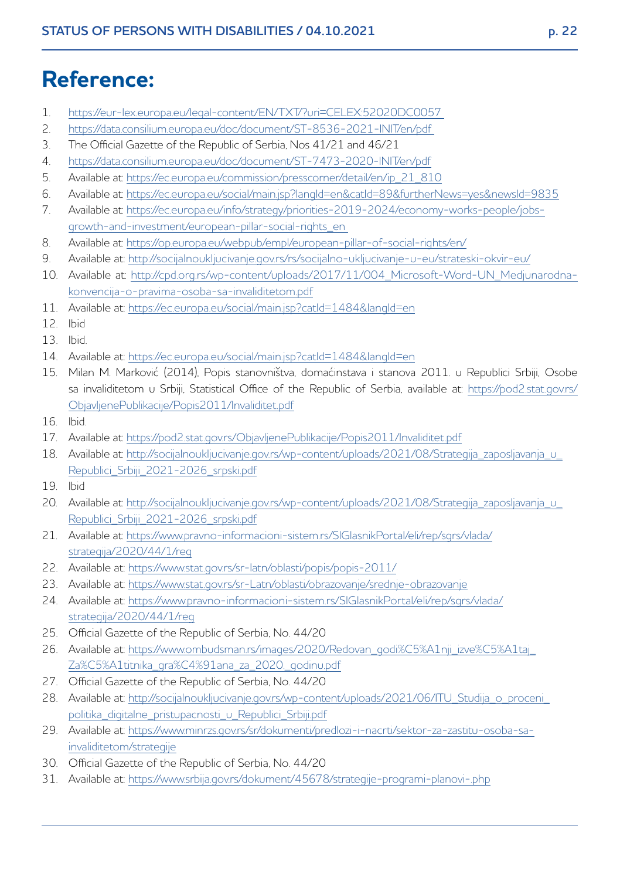# Reference:

1. https://eur-lex.europa.eu/legal-content/EN/TXT/?uri=CELEX:52020DC0057
2. https://data.consilium.europa.eu/doc/document/ST-8536-2021-INIT/en/pdf
3. The Official Gazette of the Republic of Serbia, Nos 41/21 and 46/21
4. https://data.consilium.europa.eu/doc/document/ST-7473-2020-INIT/en/pdf
5. Available at: https://ec.europa.eu/commission/presscorner/detail/en/ip_21_810
6. Available at: https://ec.europa.eu/social/main.jsp?langId=en&catId=89&furtherNews=yes&newsId=9835
7. Available at: https://ec.europa.eu/info/strategy/priorities-2019-2024/economy-works-people/jobs-growth-and-investment/european-pillar-social-rights_en
8. Available at: https://op.europa.eu/webpub/empl/european-pillar-of-social-rights/en/
9. Available at: http://socijalnoukljucivanje.gov.rs/rs/socijalno-ukljucivanje-u-eu/strateski-okvir-eu/
10. Available at: http://cpd.org.rs/wp-content/uploads/2017/11/004_Microsoft-Word-UN_Medjunarodna-konvencija-o-pravima-osoba-sa-invaliditetom.pdf
11. Available at: https://ec.europa.eu/social/main.jsp?catId=1484&langId=en
12. Ibid
13. Ibid.
14. Available at: https://ec.europa.eu/social/main.jsp?catId=1484&langId=en
15. Milan M. Marković (2014), Popis stanovništva, domaćinstava i stanova 2011. u Republici Srbiji, Osobe sa invaliditetom u Srbiji, Statistical Office of the Republic of Serbia, available at: https://pod2.stat.gov.rs/ObjavljenePublikacije/Popis2011/Invaliditet.pdf
16. Ibid.
17. Available at: https://pod2.stat.gov.rs/ObjavljenePublikacije/Popis2011/Invaliditet.pdf
18. Available at: http://socijalnoukljucivanje.gov.rs/wp-content/uploads/2021/08/Strategija_zaposljavanja_u_Republici_Srbiji_2021-2026_srpski.pdf
19. Ibid
20. Available at: http://socijalnoukljucivanje.gov.rs/wp-content/uploads/2021/08/Strategija_zaposljavanja_u_Republici_Srbiji_2021-2026_srpski.pdf
21. Available at: https://www.pravno-informacioni-sistem.rs/SlGlasnikPortal/eli/rep/sgrs/vlada/strategija/2020/44/1/reg
22. Available at: https://www.stat.gov.rs/sr-latn/oblasti/popis/popis-2011/
23. Available at: https://www.stat.gov.rs/sr-Latn/oblasti/obrazovanje/srednje-obrazovanje
24. Available at: https://www.pravno-informacioni-sistem.rs/SlGlasnikPortal/eli/rep/sgrs/vlada/strategija/2020/44/1/reg
25. Official Gazette of the Republic of Serbia, No. 44/20
26. Available at: https://www.ombudsman.rs/images/2020/Redovan_godi%C5%A1nji_izve%C5%A1taj_Za%C5%A1titnika_gra%C4%91ana_za_2020._godinu.pdf
27. Official Gazette of the Republic of Serbia, No. 44/20
28. Available at: http://socijalnoukljucivanje.gov.rs/wp-content/uploads/2021/06/ITU_Studija_o_proceni_politika_digitalne_pristupacnosti_u_Republici_Srbiji.pdf
29. Available at: https://www.minrzs.gov.rs/sr/dokumenti/predlozi-i-nacrti/sektor-za-zastitu-osoba-sa-invaliditetom/strategije
30. Official Gazette of the Republic of Serbia, No. 44/20
31. Available at: https://www.srbija.gov.rs/dokument/45678/strategije-programi-planovi-.php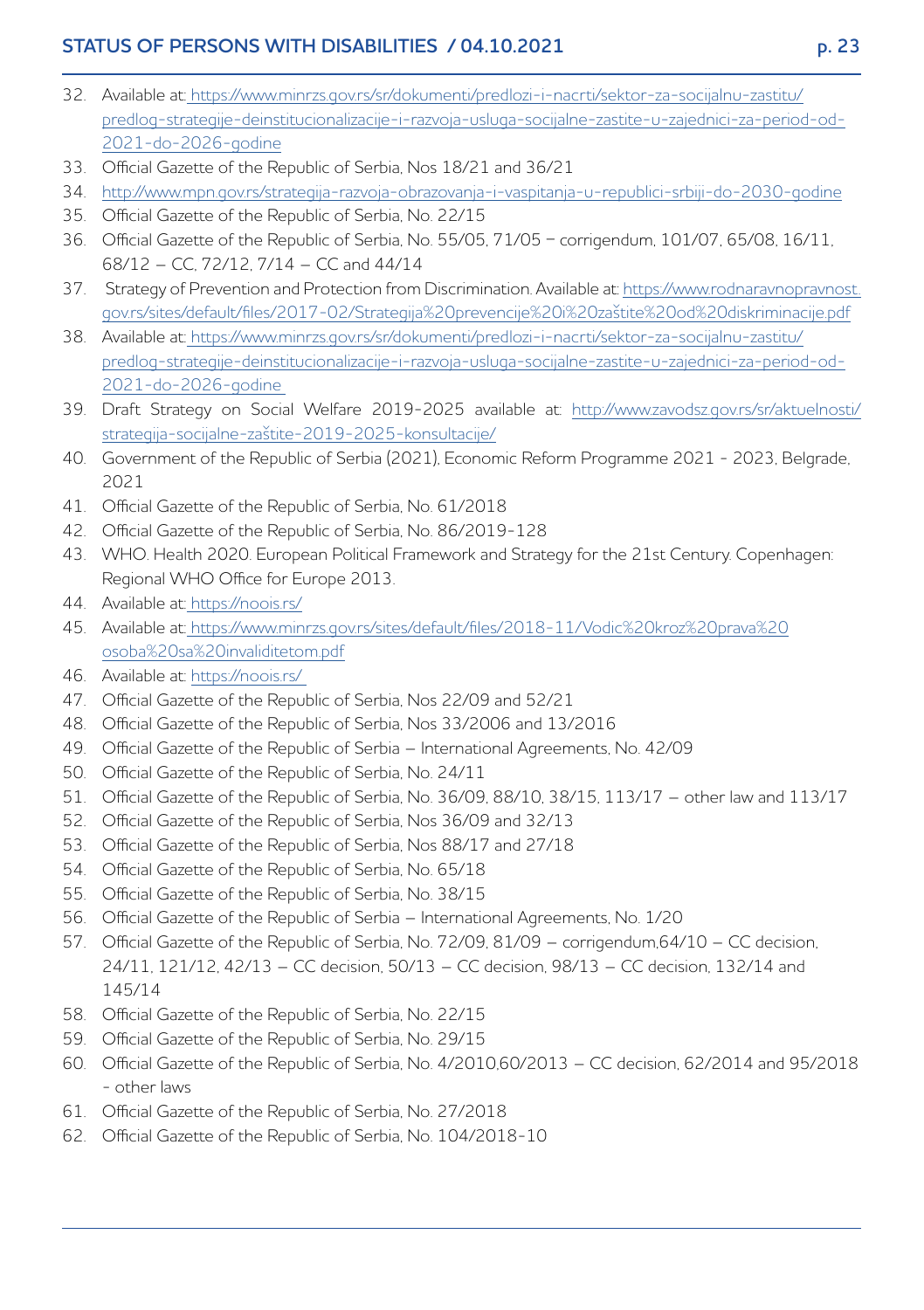32. Available at: https://www.minrzs.gov.rs/sr/dokumenti/predlozi-i-nacrti/sektor-za-socijalnu-zastitu/predlog-strategije-deinstitucionalizacije-i-razvoja-usluga-socijalne-zastite-u-zajednici-za-period-od-2021-do-2026-godine
33. Official Gazette of the Republic of Serbia, Nos 18/21 and 36/21
34. http://www.mpn.gov.rs/strategija-razvoja-obrazovanja-i-vaspitanja-u-republici-srbiji-do-2030-godine
35. Official Gazette of the Republic of Serbia, No. 22/15
36. Official Gazette of the Republic of Serbia, No. 55/05, 71/05 – corrigendum, 101/07, 65/08, 16/11, 68/12 – CC, 72/12, 7/14 – CC and 44/14
37. Strategy of Prevention and Protection from Discrimination. Available at: https://www.rodnaravnopravnost.gov.rs/sites/default/files/2017-02/Strategija%20prevencije%20i%20zaštite%20od%20diskriminacije.pdf
38. Available at: https://www.minrzs.gov.rs/sr/dokumenti/predlozi-i-nacrti/sektor-za-socijalnu-zastitu/predlog-strategije-deinstitucionalizacije-i-razvoja-usluga-socijalne-zastite-u-zajednici-za-period-od-2021-do-2026-godine
39. Draft Strategy on Social Welfare 2019-2025 available at: http://www.zavodsz.gov.rs/sr/aktuelnosti/strategija-socijalne-zaštite-2019-2025-konsultacije/
40. Government of the Republic of Serbia (2021), Economic Reform Programme 2021 - 2023, Belgrade, 2021
41. Official Gazette of the Republic of Serbia, No. 61/2018
42. Official Gazette of the Republic of Serbia, No. 86/2019-128
43. WHO. Health 2020. European Political Framework and Strategy for the 21st Century. Copenhagen: Regional WHO Office for Europe 2013.
44. Available at: https://noois.rs/
45. Available at: https://www.minrzs.gov.rs/sites/default/files/2018-11/Vodic%20kroz%20prava%20osoba%20sa%20invaliditetom.pdf
46. Available at: https://noois.rs/
47. Official Gazette of the Republic of Serbia, Nos 22/09 and 52/21
48. Official Gazette of the Republic of Serbia, Nos 33/2006 and 13/2016
49. Official Gazette of the Republic of Serbia – International Agreements, No. 42/09
50. Official Gazette of the Republic of Serbia, No. 24/11
51. Official Gazette of the Republic of Serbia, No. 36/09, 88/10, 38/15, 113/17 – other law and 113/17
52. Official Gazette of the Republic of Serbia, Nos 36/09 and 32/13
53. Official Gazette of the Republic of Serbia, Nos 88/17 and 27/18
54. Official Gazette of the Republic of Serbia, No. 65/18
55. Official Gazette of the Republic of Serbia, No. 38/15
56. Official Gazette of the Republic of Serbia – International Agreements, No. 1/20
57. Official Gazette of the Republic of Serbia, No. 72/09, 81/09 – corrigendum,64/10 – CC decision, 24/11, 121/12, 42/13 – CC decision, 50/13 – CC decision, 98/13 – CC decision, 132/14 and 145/14
58. Official Gazette of the Republic of Serbia, No. 22/15
59. Official Gazette of the Republic of Serbia, No. 29/15
60. Official Gazette of the Republic of Serbia, No. 4/2010,60/2013 – CC decision, 62/2014 and 95/2018 - other laws
61. Official Gazette of the Republic of Serbia, No. 27/2018
62. Official Gazette of the Republic of Serbia, No. 104/2018-10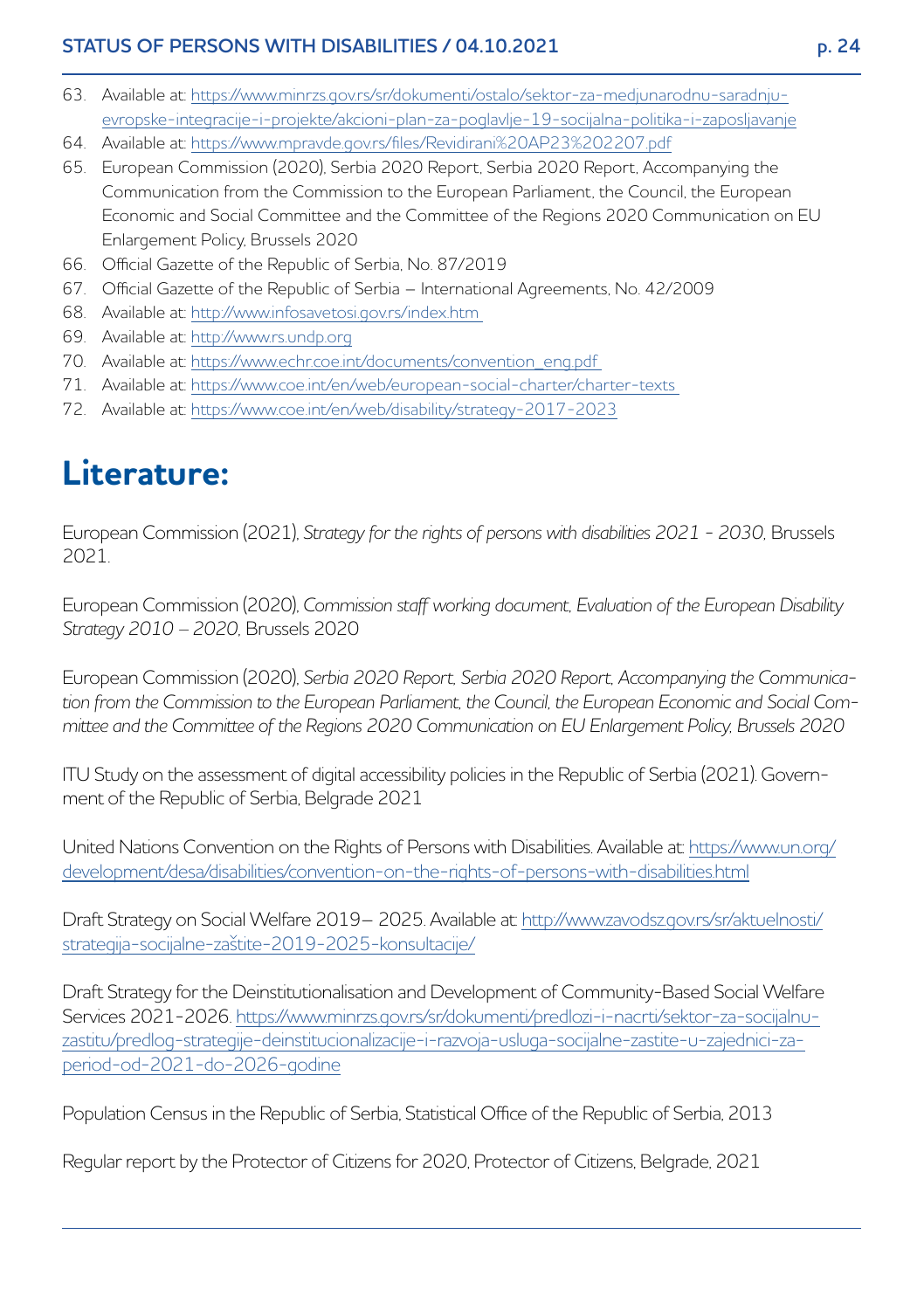63. Available at: https://www.minrzs.gov.rs/sr/dokumenti/ostalo/sektor-za-medjunarodnu-saradnju-evropske-integracije-i-projekte/akcioni-plan-za-poglavlje-19-socijalna-politika-i-zaposljavanje
64. Available at: https://www.mpravde.gov.rs/files/Revidirani%20AP23%202207.pdf
65. European Commission (2020), Serbia 2020 Report, Serbia 2020 Report, Accompanying the Communication from the Commission to the European Parliament, the Council, the European Economic and Social Committee and the Committee of the Regions 2020 Communication on EU Enlargement Policy, Brussels 2020
66. Official Gazette of the Republic of Serbia, No. 87/2019
67. Official Gazette of the Republic of Serbia – International Agreements, No. 42/2009
68. Available at: http://www.infosavetosi.gov.rs/index.htm
69. Available at: http://www.rs.undp.org
70. Available at: https://www.echr.coe.int/documents/convention_eng.pdf
71. Available at: https://www.coe.int/en/web/european-social-charter/charter-texts
72. Available at: https://www.coe.int/en/web/disability/strategy-2017-2023

# Literature:

European Commission (2021), *Strategy for the rights of persons with disabilities 2021 - 2030*, Brussels 2021.

European Commission (2020), *Commission staff working document, Evaluation of the European Disability Strategy 2010 – 2020*, Brussels 2020

European Commission (2020), *Serbia 2020 Report, Serbia 2020 Report, Accompanying the Communication from the Commission to the European Parliament, the Council, the European Economic and Social Committee and the Committee of the Regions 2020 Communication on EU Enlargement Policy, Brussels 2020*

ITU Study on the assessment of digital accessibility policies in the Republic of Serbia (2021). Government of the Republic of Serbia, Belgrade 2021

United Nations Convention on the Rights of Persons with Disabilities. Available at: https://www.un.org/development/desa/disabilities/convention-on-the-rights-of-persons-with-disabilities.html

Draft Strategy on Social Welfare 2019– 2025. Available at: http://www.zavodsz.gov.rs/sr/aktuelnosti/strategija-socijalne-zaštite-2019-2025-konsultacije/

Draft Strategy for the Deinstitutionalisation and Development of Community-Based Social Welfare Services 2021-2026. https://www.minrzs.gov.rs/sr/dokumenti/predlozi-i-nacrti/sektor-za-socijalnu-zastitu/predlog-strategije-deinstitucionalizacije-i-razvoja-usluga-socijalne-zastite-u-zajednici-za-period-od-2021-do-2026-godine

Population Census in the Republic of Serbia, Statistical Office of the Republic of Serbia, 2013

Regular report by the Protector of Citizens for 2020, Protector of Citizens, Belgrade, 2021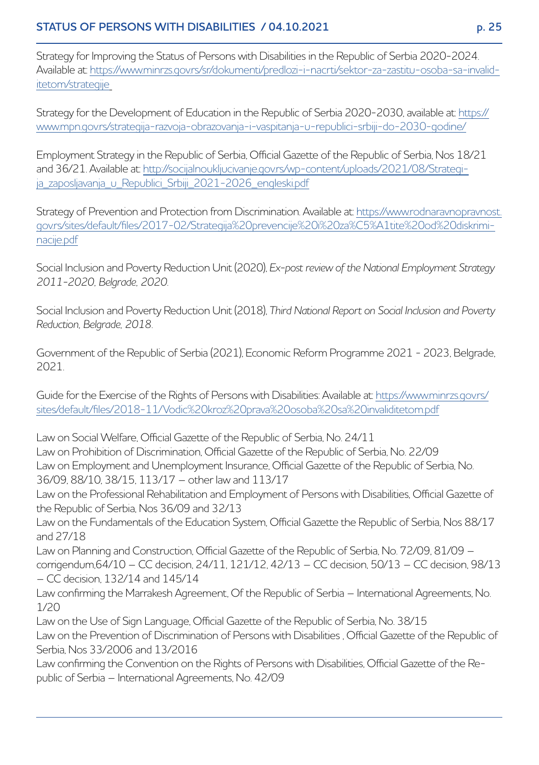Strategy for Improving the Status of Persons with Disabilities in the Republic of Serbia 2020-2024. Available at: https://www.minrzs.gov.rs/sr/dokumenti/predlozi-i-nacrti/sektor-za-zastitu-osoba-sa-invaliditetom/strategije

Strategy for the Development of Education in the Republic of Serbia 2020-2030, available at: https://www.mpn.gov.rs/strategija-razvoja-obrazovanja-i-vaspitanja-u-republici-srbiji-do-2030-godine/

Employment Strategy in the Republic of Serbia, Official Gazette of the Republic of Serbia, Nos 18/21 and 36/21. Available at: http://socijalnoukljucivanje.gov.rs/wp-content/uploads/2021/08/Strategija_zaposljavanja_u_Republici_Srbiji_2021-2026_engleski.pdf

Strategy of Prevention and Protection from Discrimination. Available at: https://www.rodnaravnopravnost.gov.rs/sites/default/files/2017-02/Strategija%20prevencije%20i%20za%C5%A1tite%20od%20diskriminacije.pdf

Social Inclusion and Poverty Reduction Unit (2020), *Ex-post review of the National Employment Strategy 2011-2020, Belgrade, 2020.*

Social Inclusion and Poverty Reduction Unit (2018), *Third National Report on Social Inclusion and Poverty Reduction, Belgrade, 2018*.

Government of the Republic of Serbia (2021), Economic Reform Programme 2021 - 2023, Belgrade, 2021.

Guide for the Exercise of the Rights of Persons with Disabilities: Available at: https://www.minrzs.gov.rs/sites/default/files/2018-11/Vodic%20kroz%20prava%20osoba%20sa%20invaliditetom.pdf

Law on Social Welfare, Official Gazette of the Republic of Serbia, No. 24/11
Law on Prohibition of Discrimination, Official Gazette of the Republic of Serbia, No. 22/09
Law on Employment and Unemployment Insurance, Official Gazette of the Republic of Serbia, No. 36/09, 88/10, 38/15, 113/17 – other law and 113/17
Law on the Professional Rehabilitation and Employment of Persons with Disabilities, Official Gazette of the Republic of Serbia, Nos 36/09 and 32/13
Law on the Fundamentals of the Education System, Official Gazette the Republic of Serbia, Nos 88/17 and 27/18
Law on Planning and Construction, Official Gazette of the Republic of Serbia, No. 72/09, 81/09 – corrigendum,64/10 – CC decision, 24/11, 121/12, 42/13 – CC decision, 50/13 – CC decision, 98/13 – CC decision, 132/14 and 145/14
Law confirming the Marrakesh Agreement, Of the Republic of Serbia – International Agreements, No. 1/20
Law on the Use of Sign Language, Official Gazette of the Republic of Serbia, No. 38/15
Law on the Prevention of Discrimination of Persons with Disabilities , Official Gazette of the Republic of Serbia, Nos 33/2006 and 13/2016
Law confirming the Convention on the Rights of Persons with Disabilities, Official Gazette of the Republic of Serbia – International Agreements, No. 42/09